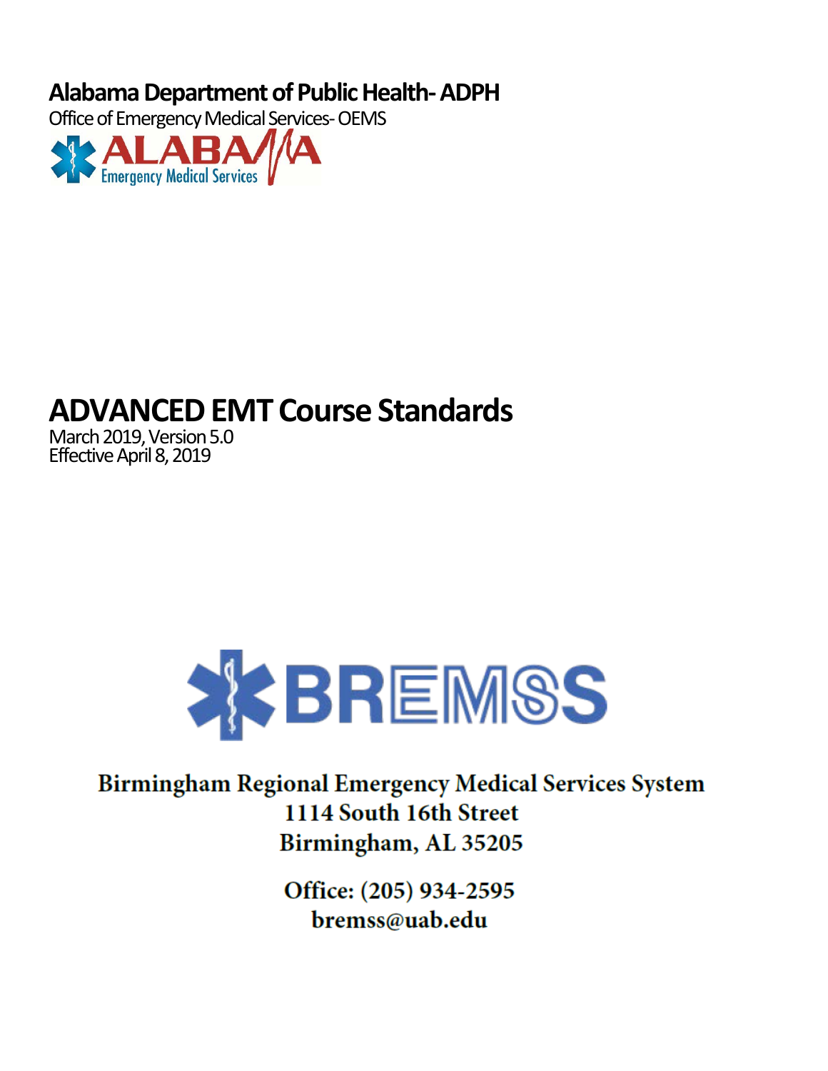**Alabama Department of Public Health- ADPH**

Office of Emergency Medical Services- OEMS

ALABAMA Emergency Medical Services

# ADVANCED EMT Course Standards

March 2019, Version 5.0
Effective April 8, 2019

BREMSS

**Birmingham Regional Emergency Medical Services System**
**1114 South 16th Street**
**Birmingham, AL 35205**

**Office: (205) 934-2595**
**bremss@uab.edu**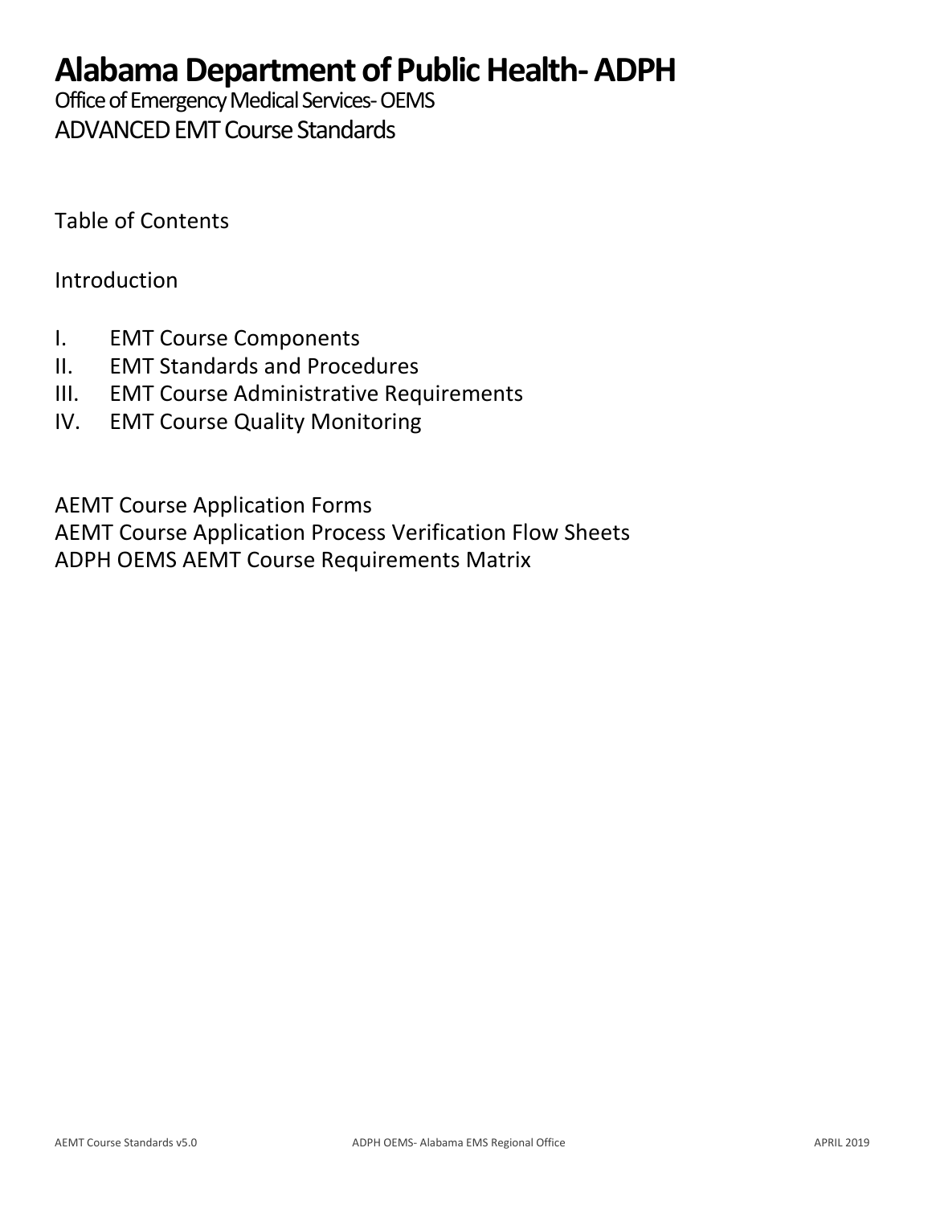# Alabama Department of Public Health- ADPH

Office of Emergency Medical Services- OEMS

ADVANCED EMT Course Standards

Table of Contents

Introduction

I. EMT Course Components
II. EMT Standards and Procedures
III. EMT Course Administrative Requirements
IV. EMT Course Quality Monitoring

AEMT Course Application Forms
AEMT Course Application Process Verification Flow Sheets
ADPH OEMS AEMT Course Requirements Matrix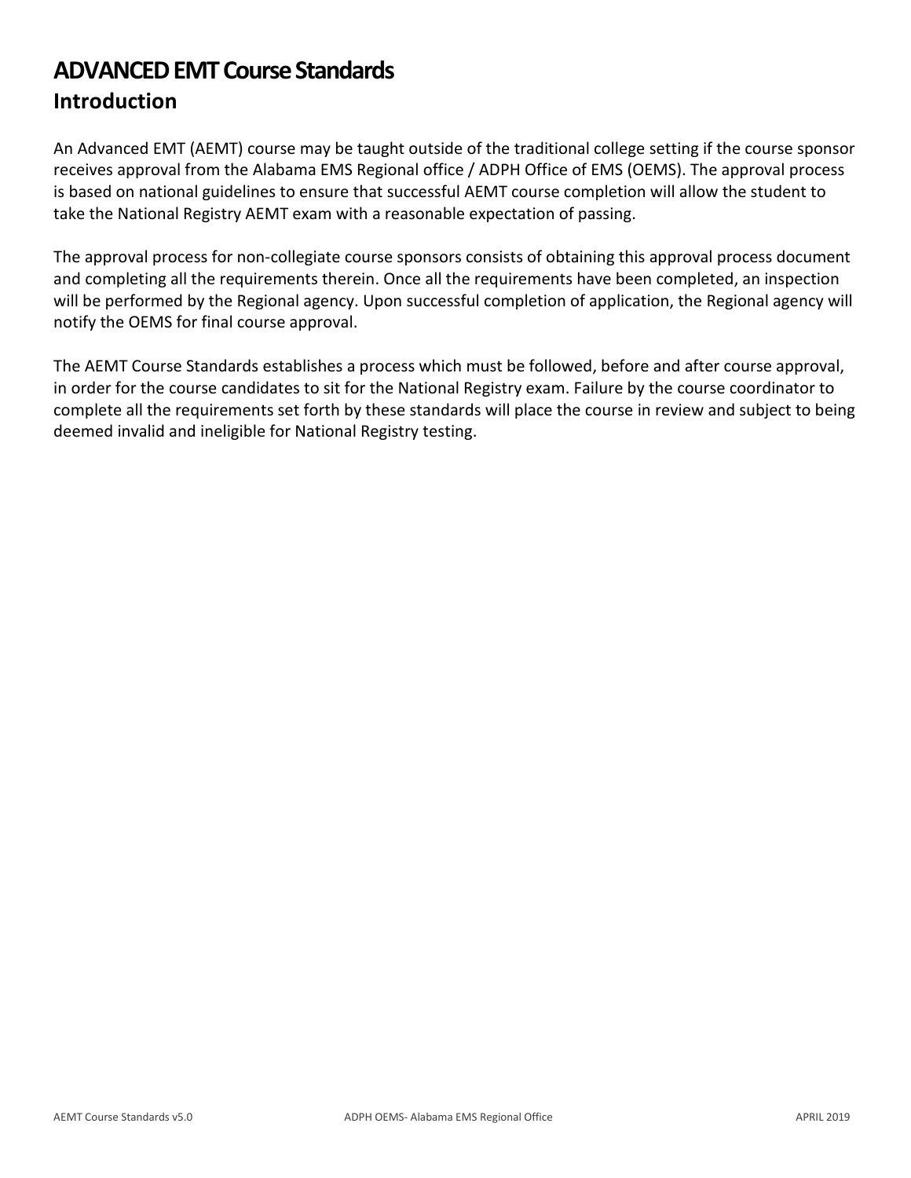# ADVANCED EMT Course Standards

## Introduction

An Advanced EMT (AEMT) course may be taught outside of the traditional college setting if the course sponsor receives approval from the Alabama EMS Regional office / ADPH Office of EMS (OEMS). The approval process is based on national guidelines to ensure that successful AEMT course completion will allow the student to take the National Registry AEMT exam with a reasonable expectation of passing.

The approval process for non-collegiate course sponsors consists of obtaining this approval process document and completing all the requirements therein. Once all the requirements have been completed, an inspection will be performed by the Regional agency. Upon successful completion of application, the Regional agency will notify the OEMS for final course approval.

The AEMT Course Standards establishes a process which must be followed, before and after course approval, in order for the course candidates to sit for the National Registry exam. Failure by the course coordinator to complete all the requirements set forth by these standards will place the course in review and subject to being deemed invalid and ineligible for National Registry testing.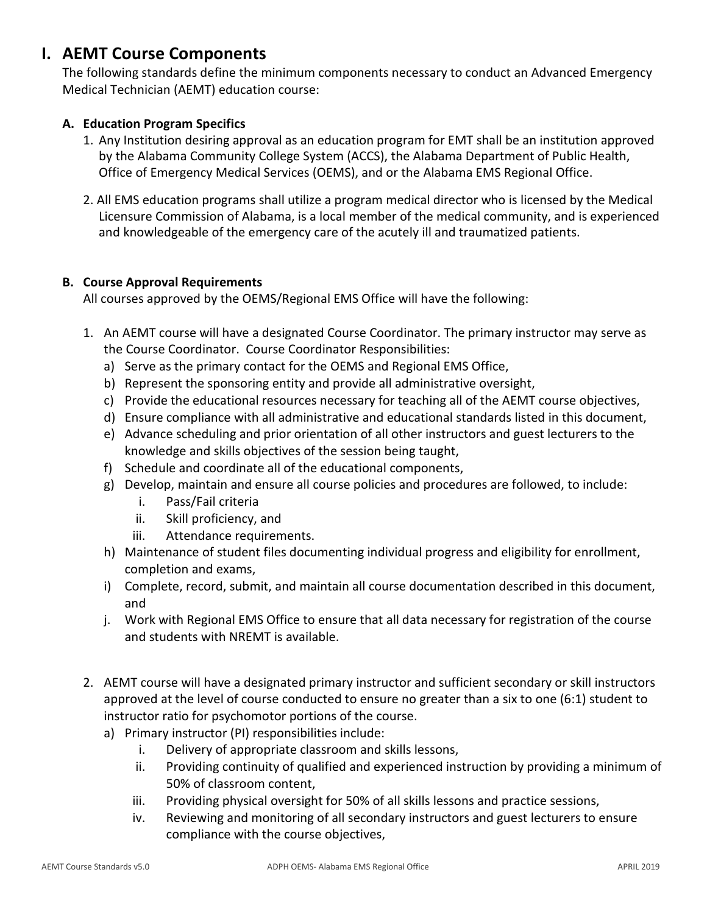# I. AEMT Course Components

The following standards define the minimum components necessary to conduct an Advanced Emergency Medical Technician (AEMT) education course:

## A. Education Program Specifics

1. Any Institution desiring approval as an education program for EMT shall be an institution approved by the Alabama Community College System (ACCS), the Alabama Department of Public Health, Office of Emergency Medical Services (OEMS), and or the Alabama EMS Regional Office.
2. All EMS education programs shall utilize a program medical director who is licensed by the Medical Licensure Commission of Alabama, is a local member of the medical community, and is experienced and knowledgeable of the emergency care of the acutely ill and traumatized patients.

## B. Course Approval Requirements

All courses approved by the OEMS/Regional EMS Office will have the following:

1. An AEMT course will have a designated Course Coordinator. The primary instructor may serve as the Course Coordinator. Course Coordinator Responsibilities:
   a) Serve as the primary contact for the OEMS and Regional EMS Office,
   b) Represent the sponsoring entity and provide all administrative oversight,
   c) Provide the educational resources necessary for teaching all of the AEMT course objectives,
   d) Ensure compliance with all administrative and educational standards listed in this document,
   e) Advance scheduling and prior orientation of all other instructors and guest lecturers to the knowledge and skills objectives of the session being taught,
   f) Schedule and coordinate all of the educational components,
   g) Develop, maintain and ensure all course policies and procedures are followed, to include:
      i. Pass/Fail criteria
      ii. Skill proficiency, and
      iii. Attendance requirements.
   h) Maintenance of student files documenting individual progress and eligibility for enrollment, completion and exams,
   i) Complete, record, submit, and maintain all course documentation described in this document, and
   j. Work with Regional EMS Office to ensure that all data necessary for registration of the course and students with NREMT is available.

2. AEMT course will have a designated primary instructor and sufficient secondary or skill instructors approved at the level of course conducted to ensure no greater than a six to one (6:1) student to instructor ratio for psychomotor portions of the course.
   a) Primary instructor (PI) responsibilities include:
      i. Delivery of appropriate classroom and skills lessons,
      ii. Providing continuity of qualified and experienced instruction by providing a minimum of 50% of classroom content,
      iii. Providing physical oversight for 50% of all skills lessons and practice sessions,
      iv. Reviewing and monitoring of all secondary instructors and guest lecturers to ensure compliance with the course objectives,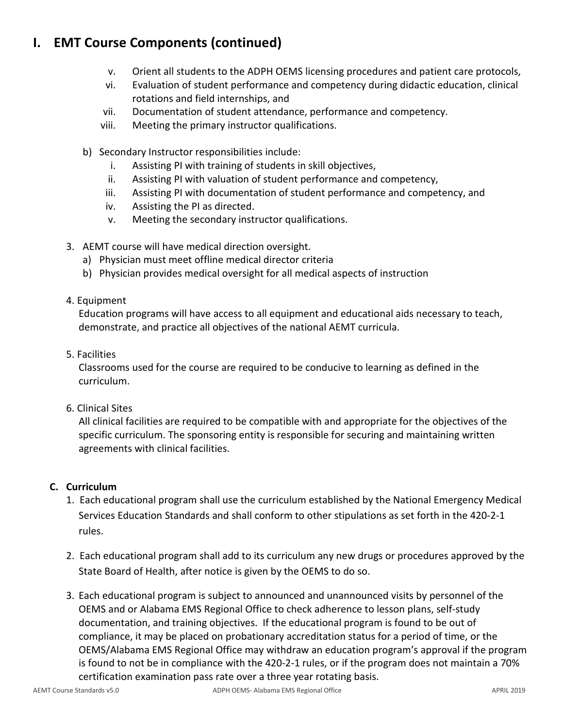# I. EMT Course Components (continued)

v. Orient all students to the ADPH OEMS licensing procedures and patient care protocols,
vi. Evaluation of student performance and competency during didactic education, clinical rotations and field internships, and
vii. Documentation of student attendance, performance and competency.
viii. Meeting the primary instructor qualifications.

b) Secondary Instructor responsibilities include:
   i. Assisting PI with training of students in skill objectives,
   ii. Assisting PI with valuation of student performance and competency,
   iii. Assisting PI with documentation of student performance and competency, and
   iv. Assisting the PI as directed.
   v. Meeting the secondary instructor qualifications.

3. AEMT course will have medical direction oversight.
   a) Physician must meet offline medical director criteria
   b) Physician provides medical oversight for all medical aspects of instruction

4. Equipment
   Education programs will have access to all equipment and educational aids necessary to teach, demonstrate, and practice all objectives of the national AEMT curricula.

5. Facilities
   Classrooms used for the course are required to be conducive to learning as defined in the curriculum.

6. Clinical Sites
   All clinical facilities are required to be compatible with and appropriate for the objectives of the specific curriculum. The sponsoring entity is responsible for securing and maintaining written agreements with clinical facilities.

## C. Curriculum

1. Each educational program shall use the curriculum established by the National Emergency Medical Services Education Standards and shall conform to other stipulations as set forth in the 420-2-1 rules.

2. Each educational program shall add to its curriculum any new drugs or procedures approved by the State Board of Health, after notice is given by the OEMS to do so.

3. Each educational program is subject to announced and unannounced visits by personnel of the OEMS and or Alabama EMS Regional Office to check adherence to lesson plans, self-study documentation, and training objectives. If the educational program is found to be out of compliance, it may be placed on probationary accreditation status for a period of time, or the OEMS/Alabama EMS Regional Office may withdraw an education program's approval if the program is found to not be in compliance with the 420-2-1 rules, or if the program does not maintain a 70% certification examination pass rate over a three year rotating basis.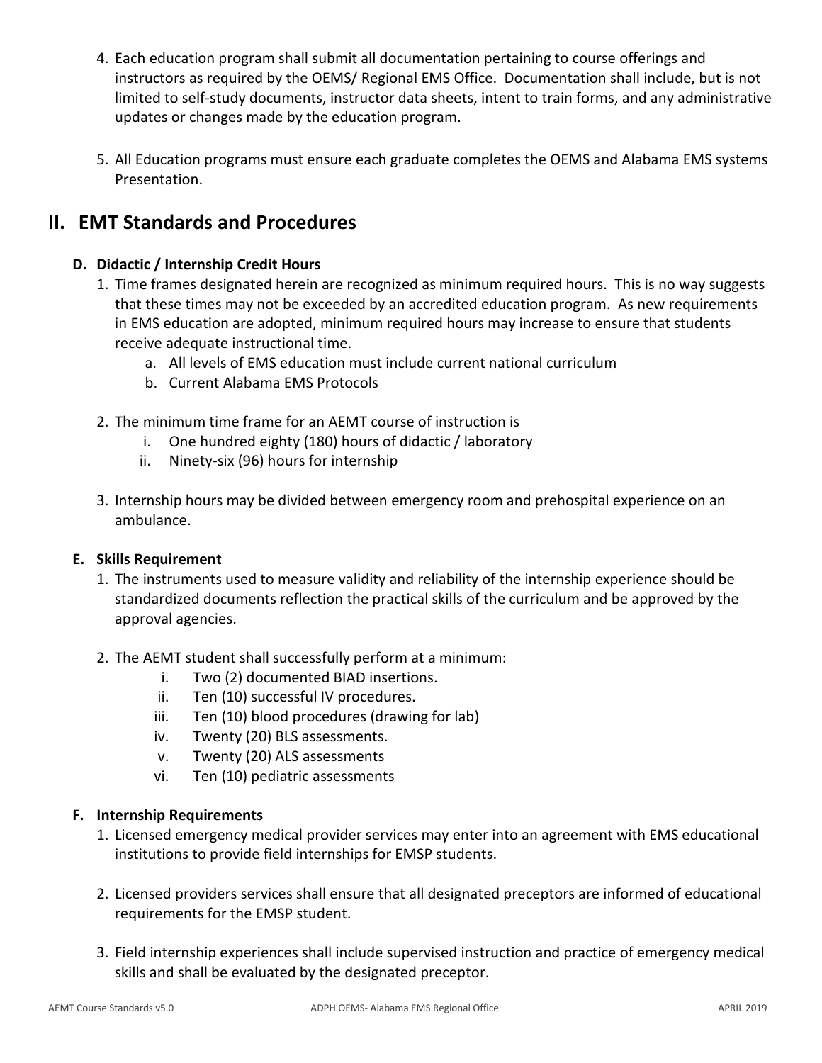4. Each education program shall submit all documentation pertaining to course offerings and instructors as required by the OEMS/ Regional EMS Office. Documentation shall include, but is not limited to self-study documents, instructor data sheets, intent to train forms, and any administrative updates or changes made by the education program.

5. All Education programs must ensure each graduate completes the OEMS and Alabama EMS systems Presentation.

## II. EMT Standards and Procedures

### D. Didactic / Internship Credit Hours

1. Time frames designated herein are recognized as minimum required hours. This is no way suggests that these times may not be exceeded by an accredited education program. As new requirements in EMS education are adopted, minimum required hours may increase to ensure that students receive adequate instructional time.
    a. All levels of EMS education must include current national curriculum
    b. Current Alabama EMS Protocols

2. The minimum time frame for an AEMT course of instruction is
    i. One hundred eighty (180) hours of didactic / laboratory
    ii. Ninety-six (96) hours for internship

3. Internship hours may be divided between emergency room and prehospital experience on an ambulance.

### E. Skills Requirement

1. The instruments used to measure validity and reliability of the internship experience should be standardized documents reflection the practical skills of the curriculum and be approved by the approval agencies.

2. The AEMT student shall successfully perform at a minimum:
    i. Two (2) documented BIAD insertions.
    ii. Ten (10) successful IV procedures.
    iii. Ten (10) blood procedures (drawing for lab)
    iv. Twenty (20) BLS assessments.
    v. Twenty (20) ALS assessments
    vi. Ten (10) pediatric assessments

### F. Internship Requirements

1. Licensed emergency medical provider services may enter into an agreement with EMS educational institutions to provide field internships for EMSP students.

2. Licensed providers services shall ensure that all designated preceptors are informed of educational requirements for the EMSP student.

3. Field internship experiences shall include supervised instruction and practice of emergency medical skills and shall be evaluated by the designated preceptor.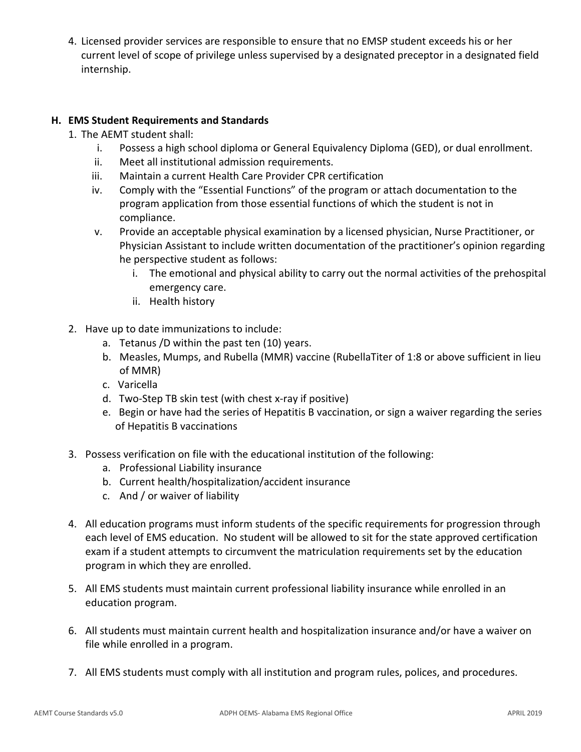4. Licensed provider services are responsible to ensure that no EMSP student exceeds his or her current level of scope of privilege unless supervised by a designated preceptor in a designated field internship.

## H. EMS Student Requirements and Standards

1. The AEMT student shall:
   i. Possess a high school diploma or General Equivalency Diploma (GED), or dual enrollment.
   ii. Meet all institutional admission requirements.
   iii. Maintain a current Health Care Provider CPR certification
   iv. Comply with the "Essential Functions" of the program or attach documentation to the program application from those essential functions of which the student is not in compliance.
   v. Provide an acceptable physical examination by a licensed physician, Nurse Practitioner, or Physician Assistant to include written documentation of the practitioner's opinion regarding he perspective student as follows:
      i. The emotional and physical ability to carry out the normal activities of the prehospital emergency care.
      ii. Health history

2. Have up to date immunizations to include:
   a. Tetanus /D within the past ten (10) years.
   b. Measles, Mumps, and Rubella (MMR) vaccine (RubellaTiter of 1:8 or above sufficient in lieu of MMR)
   c. Varicella
   d. Two-Step TB skin test (with chest x-ray if positive)
   e. Begin or have had the series of Hepatitis B vaccination, or sign a waiver regarding the series of Hepatitis B vaccinations

3. Possess verification on file with the educational institution of the following:
   a. Professional Liability insurance
   b. Current health/hospitalization/accident insurance
   c. And / or waiver of liability

4. All education programs must inform students of the specific requirements for progression through each level of EMS education. No student will be allowed to sit for the state approved certification exam if a student attempts to circumvent the matriculation requirements set by the education program in which they are enrolled.

5. All EMS students must maintain current professional liability insurance while enrolled in an education program.

6. All students must maintain current health and hospitalization insurance and/or have a waiver on file while enrolled in a program.

7. All EMS students must comply with all institution and program rules, polices, and procedures.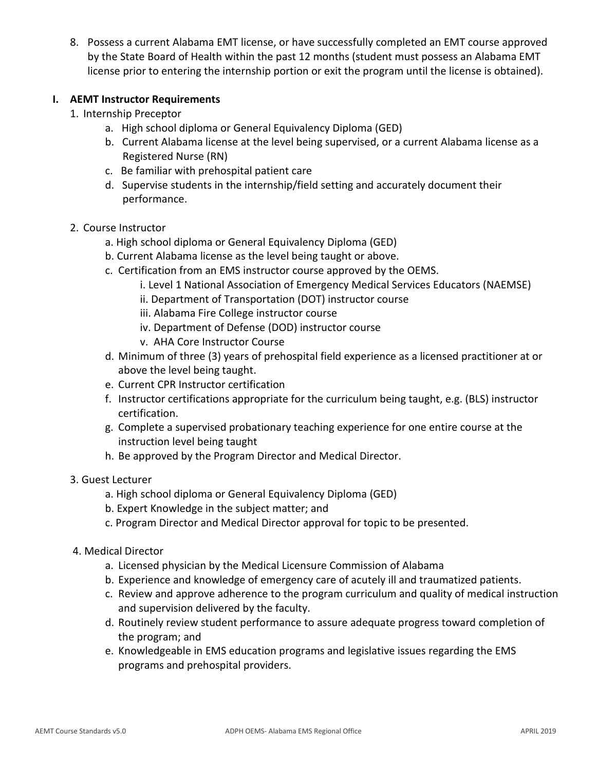8. Possess a current Alabama EMT license, or have successfully completed an EMT course approved by the State Board of Health within the past 12 months (student must possess an Alabama EMT license prior to entering the internship portion or exit the program until the license is obtained).

## I. AEMT Instructor Requirements

1. Internship Preceptor
   a. High school diploma or General Equivalency Diploma (GED)
   b. Current Alabama license at the level being supervised, or a current Alabama license as a Registered Nurse (RN)
   c. Be familiar with prehospital patient care
   d. Supervise students in the internship/field setting and accurately document their performance.

2. Course Instructor
   a. High school diploma or General Equivalency Diploma (GED)
   b. Current Alabama license as the level being taught or above.
   c. Certification from an EMS instructor course approved by the OEMS.
      i. Level 1 National Association of Emergency Medical Services Educators (NAEMSE)
      ii. Department of Transportation (DOT) instructor course
      iii. Alabama Fire College instructor course
      iv. Department of Defense (DOD) instructor course
      v. AHA Core Instructor Course
   d. Minimum of three (3) years of prehospital field experience as a licensed practitioner at or above the level being taught.
   e. Current CPR Instructor certification
   f. Instructor certifications appropriate for the curriculum being taught, e.g. (BLS) instructor certification.
   g. Complete a supervised probationary teaching experience for one entire course at the instruction level being taught
   h. Be approved by the Program Director and Medical Director.

3. Guest Lecturer
   a. High school diploma or General Equivalency Diploma (GED)
   b. Expert Knowledge in the subject matter; and
   c. Program Director and Medical Director approval for topic to be presented.

4. Medical Director
   a. Licensed physician by the Medical Licensure Commission of Alabama
   b. Experience and knowledge of emergency care of acutely ill and traumatized patients.
   c. Review and approve adherence to the program curriculum and quality of medical instruction and supervision delivered by the faculty.
   d. Routinely review student performance to assure adequate progress toward completion of the program; and
   e. Knowledgeable in EMS education programs and legislative issues regarding the EMS programs and prehospital providers.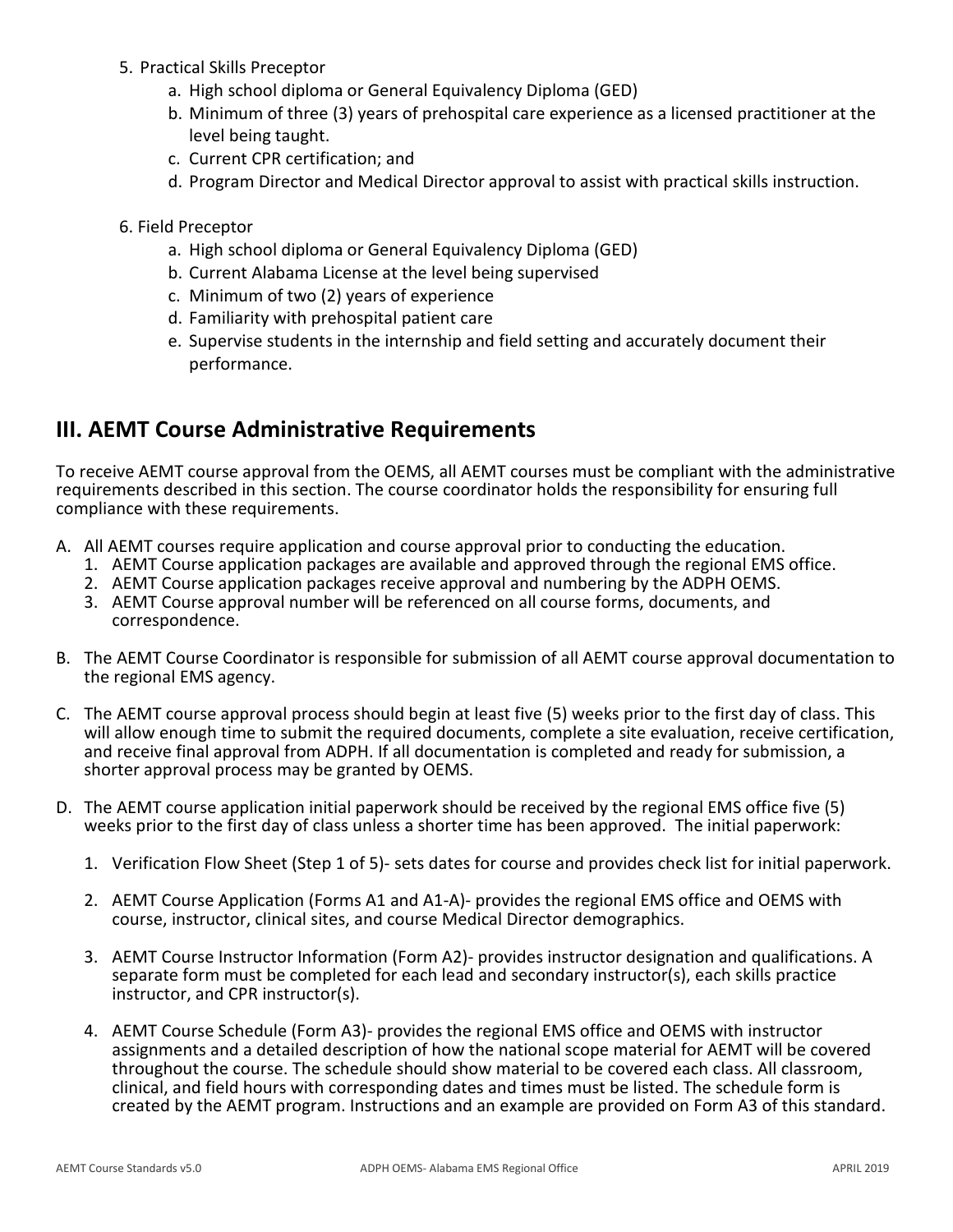5. Practical Skills Preceptor
    a. High school diploma or General Equivalency Diploma (GED)
    b. Minimum of three (3) years of prehospital care experience as a licensed practitioner at the level being taught.
    c. Current CPR certification; and
    d. Program Director and Medical Director approval to assist with practical skills instruction.

6. Field Preceptor
    a. High school diploma or General Equivalency Diploma (GED)
    b. Current Alabama License at the level being supervised
    c. Minimum of two (2) years of experience
    d. Familiarity with prehospital patient care
    e. Supervise students in the internship and field setting and accurately document their performance.

## III. AEMT Course Administrative Requirements

To receive AEMT course approval from the OEMS, all AEMT courses must be compliant with the administrative requirements described in this section. The course coordinator holds the responsibility for ensuring full compliance with these requirements.

A. All AEMT courses require application and course approval prior to conducting the education.
    1. AEMT Course application packages are available and approved through the regional EMS office.
    2. AEMT Course application packages receive approval and numbering by the ADPH OEMS.
    3. AEMT Course approval number will be referenced on all course forms, documents, and correspondence.

B. The AEMT Course Coordinator is responsible for submission of all AEMT course approval documentation to the regional EMS agency.

C. The AEMT course approval process should begin at least five (5) weeks prior to the first day of class. This will allow enough time to submit the required documents, complete a site evaluation, receive certification, and receive final approval from ADPH. If all documentation is completed and ready for submission, a shorter approval process may be granted by OEMS.

D. The AEMT course application initial paperwork should be received by the regional EMS office five (5) weeks prior to the first day of class unless a shorter time has been approved. The initial paperwork:

    1. Verification Flow Sheet (Step 1 of 5)- sets dates for course and provides check list for initial paperwork.

    2. AEMT Course Application (Forms A1 and A1-A)- provides the regional EMS office and OEMS with course, instructor, clinical sites, and course Medical Director demographics.

    3. AEMT Course Instructor Information (Form A2)- provides instructor designation and qualifications. A separate form must be completed for each lead and secondary instructor(s), each skills practice instructor, and CPR instructor(s).

    4. AEMT Course Schedule (Form A3)- provides the regional EMS office and OEMS with instructor assignments and a detailed description of how the national scope material for AEMT will be covered throughout the course. The schedule should show material to be covered each class. All classroom, clinical, and field hours with corresponding dates and times must be listed. The schedule form is created by the AEMT program. Instructions and an example are provided on Form A3 of this standard.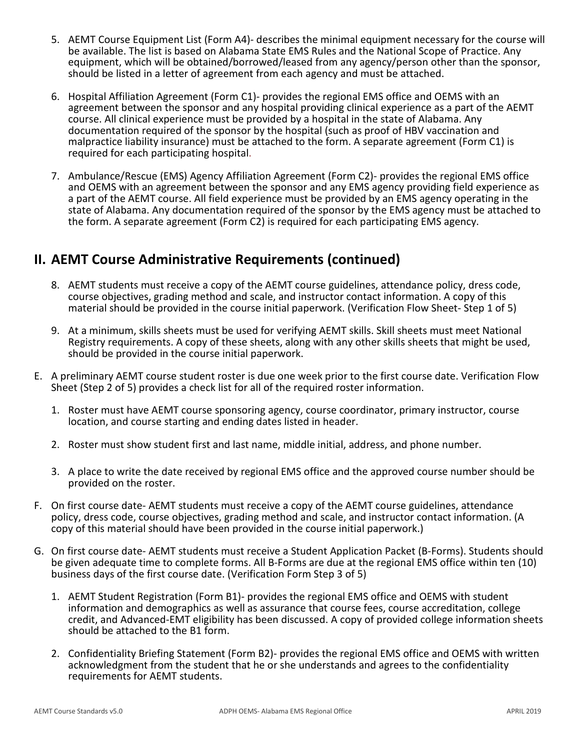5. AEMT Course Equipment List (Form A4)- describes the minimal equipment necessary for the course will be available. The list is based on Alabama State EMS Rules and the National Scope of Practice. Any equipment, which will be obtained/borrowed/leased from any agency/person other than the sponsor, should be listed in a letter of agreement from each agency and must be attached.

6. Hospital Affiliation Agreement (Form C1)- provides the regional EMS office and OEMS with an agreement between the sponsor and any hospital providing clinical experience as a part of the AEMT course. All clinical experience must be provided by a hospital in the state of Alabama. Any documentation required of the sponsor by the hospital (such as proof of HBV vaccination and malpractice liability insurance) must be attached to the form. A separate agreement (Form C1) is required for each participating hospital.

7. Ambulance/Rescue (EMS) Agency Affiliation Agreement (Form C2)- provides the regional EMS office and OEMS with an agreement between the sponsor and any EMS agency providing field experience as a part of the AEMT course. All field experience must be provided by an EMS agency operating in the state of Alabama. Any documentation required of the sponsor by the EMS agency must be attached to the form. A separate agreement (Form C2) is required for each participating EMS agency.

## II. AEMT Course Administrative Requirements (continued)

8. AEMT students must receive a copy of the AEMT course guidelines, attendance policy, dress code, course objectives, grading method and scale, and instructor contact information. A copy of this material should be provided in the course initial paperwork. (Verification Flow Sheet- Step 1 of 5)

9. At a minimum, skills sheets must be used for verifying AEMT skills. Skill sheets must meet National Registry requirements. A copy of these sheets, along with any other skills sheets that might be used, should be provided in the course initial paperwork.

E. A preliminary AEMT course student roster is due one week prior to the first course date. Verification Flow Sheet (Step 2 of 5) provides a check list for all of the required roster information.

   1. Roster must have AEMT course sponsoring agency, course coordinator, primary instructor, course location, and course starting and ending dates listed in header.

   2. Roster must show student first and last name, middle initial, address, and phone number.

   3. A place to write the date received by regional EMS office and the approved course number should be provided on the roster.

F. On first course date- AEMT students must receive a copy of the AEMT course guidelines, attendance policy, dress code, course objectives, grading method and scale, and instructor contact information. (A copy of this material should have been provided in the course initial paperwork.)

G. On first course date- AEMT students must receive a Student Application Packet (B-Forms). Students should be given adequate time to complete forms. All B-Forms are due at the regional EMS office within ten (10) business days of the first course date. (Verification Form Step 3 of 5)

   1. AEMT Student Registration (Form B1)- provides the regional EMS office and OEMS with student information and demographics as well as assurance that course fees, course accreditation, college credit, and Advanced-EMT eligibility has been discussed. A copy of provided college information sheets should be attached to the B1 form.

   2. Confidentiality Briefing Statement (Form B2)- provides the regional EMS office and OEMS with written acknowledgment from the student that he or she understands and agrees to the confidentiality requirements for AEMT students.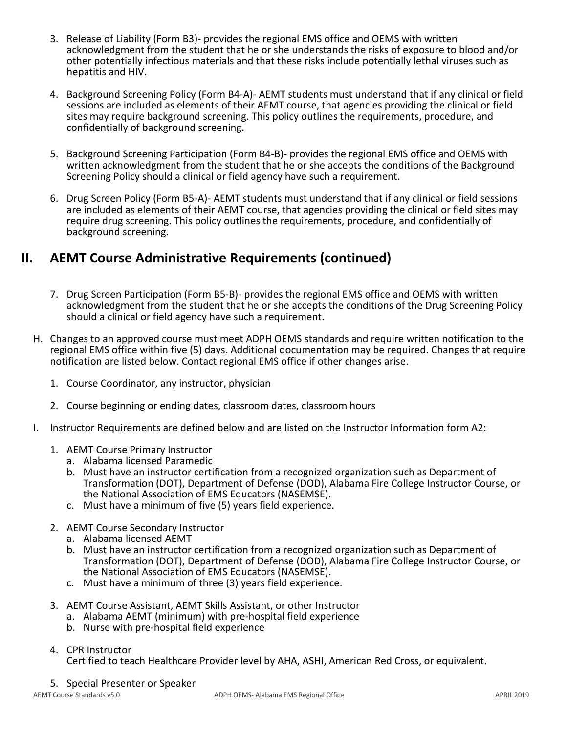3. Release of Liability (Form B3)- provides the regional EMS office and OEMS with written acknowledgment from the student that he or she understands the risks of exposure to blood and/or other potentially infectious materials and that these risks include potentially lethal viruses such as hepatitis and HIV.

4. Background Screening Policy (Form B4-A)- AEMT students must understand that if any clinical or field sessions are included as elements of their AEMT course, that agencies providing the clinical or field sites may require background screening. This policy outlines the requirements, procedure, and confidentially of background screening.

5. Background Screening Participation (Form B4-B)- provides the regional EMS office and OEMS with written acknowledgment from the student that he or she accepts the conditions of the Background Screening Policy should a clinical or field agency have such a requirement.

6. Drug Screen Policy (Form B5-A)- AEMT students must understand that if any clinical or field sessions are included as elements of their AEMT course, that agencies providing the clinical or field sites may require drug screening. This policy outlines the requirements, procedure, and confidentially of background screening.

## II. AEMT Course Administrative Requirements (continued)

7. Drug Screen Participation (Form B5-B)- provides the regional EMS office and OEMS with written acknowledgment from the student that he or she accepts the conditions of the Drug Screening Policy should a clinical or field agency have such a requirement.

H. Changes to an approved course must meet ADPH OEMS standards and require written notification to the regional EMS office within five (5) days. Additional documentation may be required. Changes that require notification are listed below. Contact regional EMS office if other changes arise.

1. Course Coordinator, any instructor, physician

2. Course beginning or ending dates, classroom dates, classroom hours

I. Instructor Requirements are defined below and are listed on the Instructor Information form A2:

1. AEMT Course Primary Instructor
   a. Alabama licensed Paramedic
   b. Must have an instructor certification from a recognized organization such as Department of Transformation (DOT), Department of Defense (DOD), Alabama Fire College Instructor Course, or the National Association of EMS Educators (NASEMSE).
   c. Must have a minimum of five (5) years field experience.

2. AEMT Course Secondary Instructor
   a. Alabama licensed AEMT
   b. Must have an instructor certification from a recognized organization such as Department of Transformation (DOT), Department of Defense (DOD), Alabama Fire College Instructor Course, or the National Association of EMS Educators (NASEMSE).
   c. Must have a minimum of three (3) years field experience.

3. AEMT Course Assistant, AEMT Skills Assistant, or other Instructor
   a. Alabama AEMT (minimum) with pre-hospital field experience
   b. Nurse with pre-hospital field experience

4. CPR Instructor
   Certified to teach Healthcare Provider level by AHA, ASHI, American Red Cross, or equivalent.

5. Special Presenter or Speaker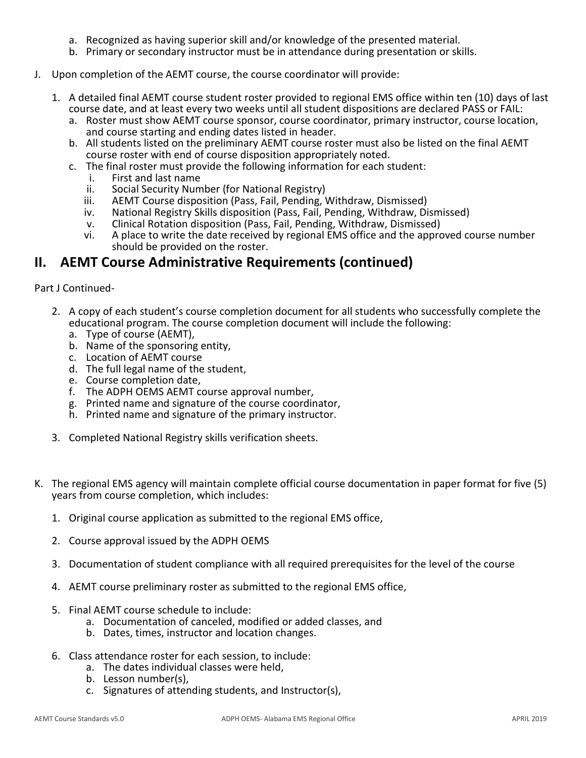a. Recognized as having superior skill and/or knowledge of the presented material.
b. Primary or secondary instructor must be in attendance during presentation or skills.

J. Upon completion of the AEMT course, the course coordinator will provide:

1. A detailed final AEMT course student roster provided to regional EMS office within ten (10) days of last course date, and at least every two weeks until all student dispositions are declared PASS or FAIL:
   a. Roster must show AEMT course sponsor, course coordinator, primary instructor, course location, and course starting and ending dates listed in header.
   b. All students listed on the preliminary AEMT course roster must also be listed on the final AEMT course roster with end of course disposition appropriately noted.
   c. The final roster must provide the following information for each student:
      i. First and last name
      ii. Social Security Number (for National Registry)
      iii. AEMT Course disposition (Pass, Fail, Pending, Withdraw, Dismissed)
      iv. National Registry Skills disposition (Pass, Fail, Pending, Withdraw, Dismissed)
      v. Clinical Rotation disposition (Pass, Fail, Pending, Withdraw, Dismissed)
      vi. A place to write the date received by regional EMS office and the approved course number should be provided on the roster.

## II. AEMT Course Administrative Requirements (continued)

Part J Continued-

2. A copy of each student's course completion document for all students who successfully complete the educational program. The course completion document will include the following:
   a. Type of course (AEMT),
   b. Name of the sponsoring entity,
   c. Location of AEMT course
   d. The full legal name of the student,
   e. Course completion date,
   f. The ADPH OEMS AEMT course approval number,
   g. Printed name and signature of the course coordinator,
   h. Printed name and signature of the primary instructor.

3. Completed National Registry skills verification sheets.

K. The regional EMS agency will maintain complete official course documentation in paper format for five (5) years from course completion, which includes:

1. Original course application as submitted to the regional EMS office,

2. Course approval issued by the ADPH OEMS

3. Documentation of student compliance with all required prerequisites for the level of the course

4. AEMT course preliminary roster as submitted to the regional EMS office,

5. Final AEMT course schedule to include:
   a. Documentation of canceled, modified or added classes, and
   b. Dates, times, instructor and location changes.

6. Class attendance roster for each session, to include:
   a. The dates individual classes were held,
   b. Lesson number(s),
   c. Signatures of attending students, and Instructor(s),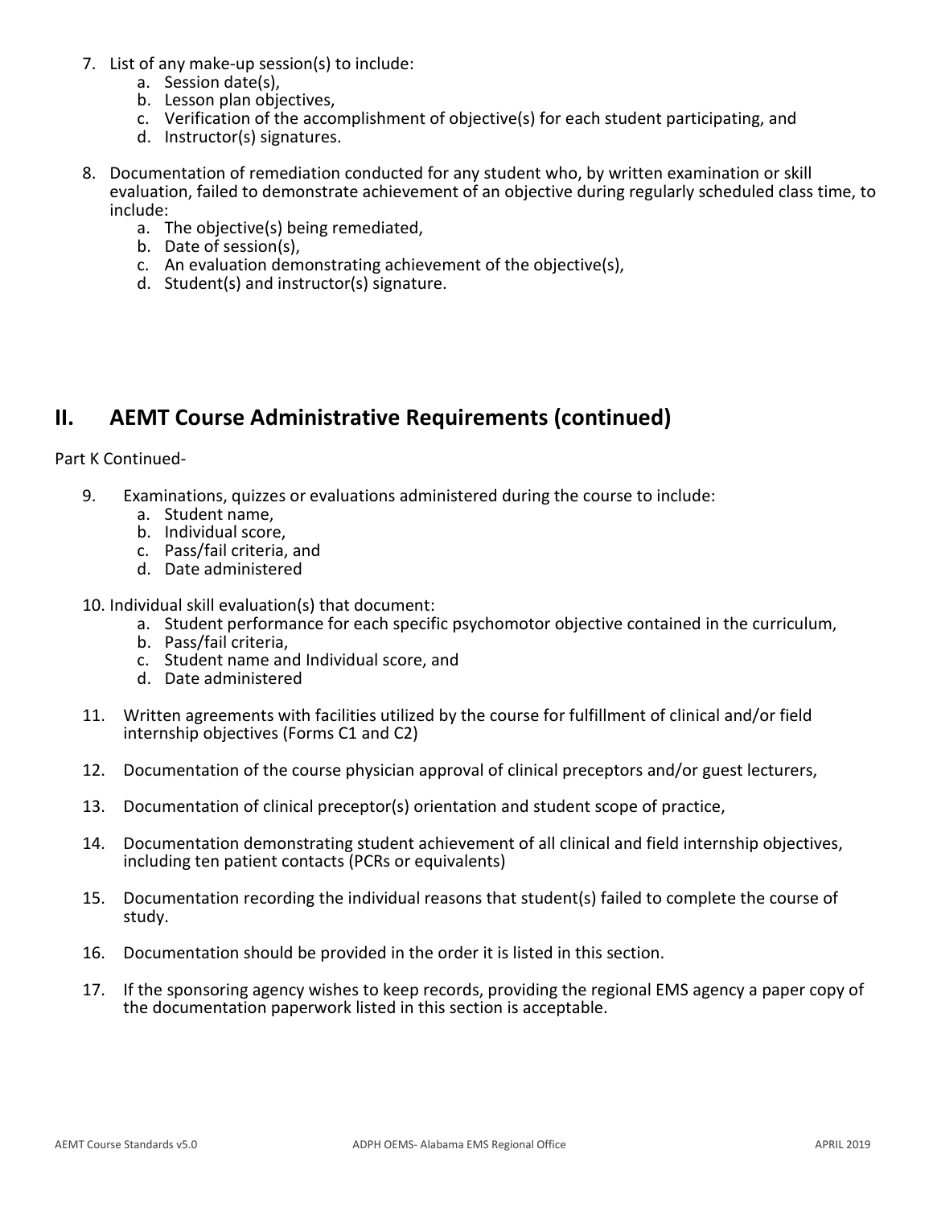7. List of any make-up session(s) to include:
    a. Session date(s),
    b. Lesson plan objectives,
    c. Verification of the accomplishment of objective(s) for each student participating, and
    d. Instructor(s) signatures.

8. Documentation of remediation conducted for any student who, by written examination or skill evaluation, failed to demonstrate achievement of an objective during regularly scheduled class time, to include:
    a. The objective(s) being remediated,
    b. Date of session(s),
    c. An evaluation demonstrating achievement of the objective(s),
    d. Student(s) and instructor(s) signature.

## II. AEMT Course Administrative Requirements (continued)

Part K Continued-

9. Examinations, quizzes or evaluations administered during the course to include:
    a. Student name,
    b. Individual score,
    c. Pass/fail criteria, and
    d. Date administered

10. Individual skill evaluation(s) that document:
    a. Student performance for each specific psychomotor objective contained in the curriculum,
    b. Pass/fail criteria,
    c. Student name and Individual score, and
    d. Date administered

11. Written agreements with facilities utilized by the course for fulfillment of clinical and/or field internship objectives (Forms C1 and C2)

12. Documentation of the course physician approval of clinical preceptors and/or guest lecturers,

13. Documentation of clinical preceptor(s) orientation and student scope of practice,

14. Documentation demonstrating student achievement of all clinical and field internship objectives, including ten patient contacts (PCRs or equivalents)

15. Documentation recording the individual reasons that student(s) failed to complete the course of study.

16. Documentation should be provided in the order it is listed in this section.

17. If the sponsoring agency wishes to keep records, providing the regional EMS agency a paper copy of the documentation paperwork listed in this section is acceptable.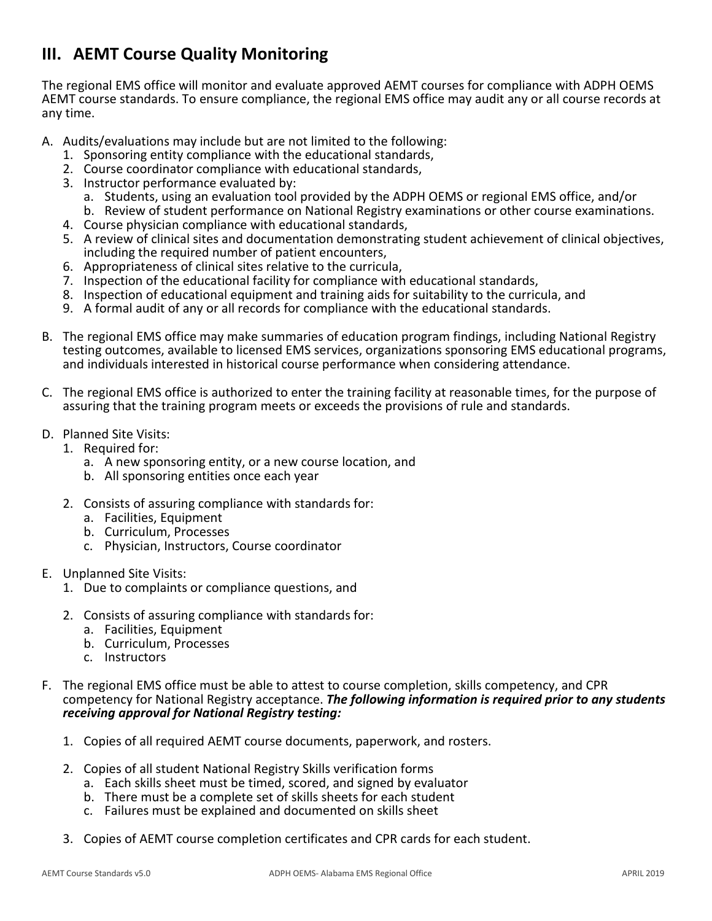## III. AEMT Course Quality Monitoring

The regional EMS office will monitor and evaluate approved AEMT courses for compliance with ADPH OEMS AEMT course standards. To ensure compliance, the regional EMS office may audit any or all course records at any time.

A. Audits/evaluations may include but are not limited to the following:
   1. Sponsoring entity compliance with the educational standards,
   2. Course coordinator compliance with educational standards,
   3. Instructor performance evaluated by:
      a. Students, using an evaluation tool provided by the ADPH OEMS or regional EMS office, and/or
      b. Review of student performance on National Registry examinations or other course examinations.
   4. Course physician compliance with educational standards,
   5. A review of clinical sites and documentation demonstrating student achievement of clinical objectives, including the required number of patient encounters,
   6. Appropriateness of clinical sites relative to the curricula,
   7. Inspection of the educational facility for compliance with educational standards,
   8. Inspection of educational equipment and training aids for suitability to the curricula, and
   9. A formal audit of any or all records for compliance with the educational standards.

B. The regional EMS office may make summaries of education program findings, including National Registry testing outcomes, available to licensed EMS services, organizations sponsoring EMS educational programs, and individuals interested in historical course performance when considering attendance.

C. The regional EMS office is authorized to enter the training facility at reasonable times, for the purpose of assuring that the training program meets or exceeds the provisions of rule and standards.

D. Planned Site Visits:
   1. Required for:
      a. A new sponsoring entity, or a new course location, and
      b. All sponsoring entities once each year

   2. Consists of assuring compliance with standards for:
      a. Facilities, Equipment
      b. Curriculum, Processes
      c. Physician, Instructors, Course coordinator

E. Unplanned Site Visits:
   1. Due to complaints or compliance questions, and

   2. Consists of assuring compliance with standards for:
      a. Facilities, Equipment
      b. Curriculum, Processes
      c. Instructors

F. The regional EMS office must be able to attest to course completion, skills competency, and CPR competency for National Registry acceptance. ***The following information is required prior to any students receiving approval for National Registry testing:***

   1. Copies of all required AEMT course documents, paperwork, and rosters.

   2. Copies of all student National Registry Skills verification forms
      a. Each skills sheet must be timed, scored, and signed by evaluator
      b. There must be a complete set of skills sheets for each student
      c. Failures must be explained and documented on skills sheet

   3. Copies of AEMT course completion certificates and CPR cards for each student.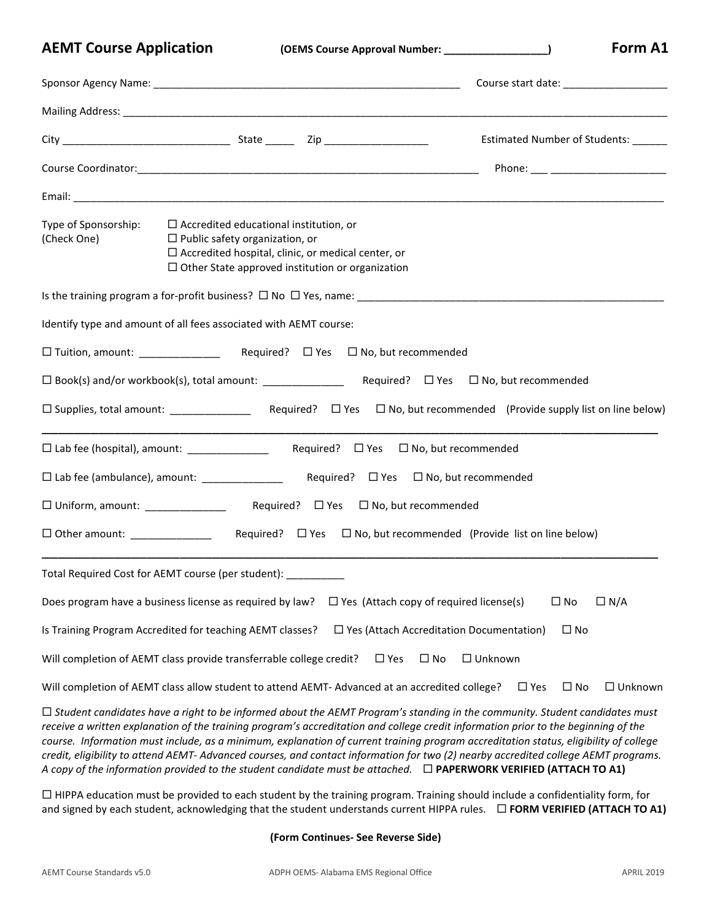## AEMT Course Application (OEMS Course Approval Number: ________________) Form A1

Sponsor Agency Name: ____________________________________________________ Course start date: __________________

Mailing Address: ____________________________________________________________________________________________

City ____________________________ State _____ Zip __________________ Estimated Number of Students: ______

Course Coordinator:____________________________________________________________ Phone: ___ ____________________

Email: ______________________________________________________________________________________________

Type of Sponsorship: (Check One)
- ☐ Accredited educational institution, or
- ☐ Public safety organization, or
- ☐ Accredited hospital, clinic, or medical center, or
- ☐ Other State approved institution or organization

Is the training program a for-profit business? ☐ No ☐ Yes, name: _____________________________________________________

Identify type and amount of all fees associated with AEMT course:

☐ Tuition, amount: ______________ Required? ☐ Yes ☐ No, but recommended

☐ Book(s) and/or workbook(s), total amount: ______________ Required? ☐ Yes ☐ No, but recommended

☐ Supplies, total amount: ______________ Required? ☐ Yes ☐ No, but recommended (Provide supply list on line below)

______________________________________________________________________________________________

☐ Lab fee (hospital), amount: ______________ Required? ☐ Yes ☐ No, but recommended

☐ Lab fee (ambulance), amount: ______________ Required? ☐ Yes ☐ No, but recommended

☐ Uniform, amount: ______________ Required? ☐ Yes ☐ No, but recommended

☐ Other amount: ______________ Required? ☐ Yes ☐ No, but recommended (Provide list on line below)

______________________________________________________________________________________________

Total Required Cost for AEMT course (per student): __________

Does program have a business license as required by law? ☐ Yes (Attach copy of required license(s) ☐ No ☐ N/A

Is Training Program Accredited for teaching AEMT classes? ☐ Yes (Attach Accreditation Documentation) ☐ No

Will completion of AEMT class provide transferrable college credit? ☐ Yes ☐ No ☐ Unknown

Will completion of AEMT class allow student to attend AEMT- Advanced at an accredited college? ☐ Yes ☐ No ☐ Unknown

☐ *Student candidates have a right to be informed about the AEMT Program's standing in the community. Student candidates must receive a written explanation of the training program's accreditation and college credit information prior to the beginning of the course. Information must include, as a minimum, explanation of current training program accreditation status, eligibility of college credit, eligibility to attend AEMT- Advanced courses, and contact information for two (2) nearby accredited college AEMT programs. A copy of the information provided to the student candidate must be attached.* ☐ **PAPERWORK VERIFIED (ATTACH TO A1)**

☐ HIPPA education must be provided to each student by the training program. Training should include a confidentiality form, for and signed by each student, acknowledging that the student understands current HIPPA rules. ☐ **FORM VERIFIED (ATTACH TO A1)**

**(Form Continues- See Reverse Side)**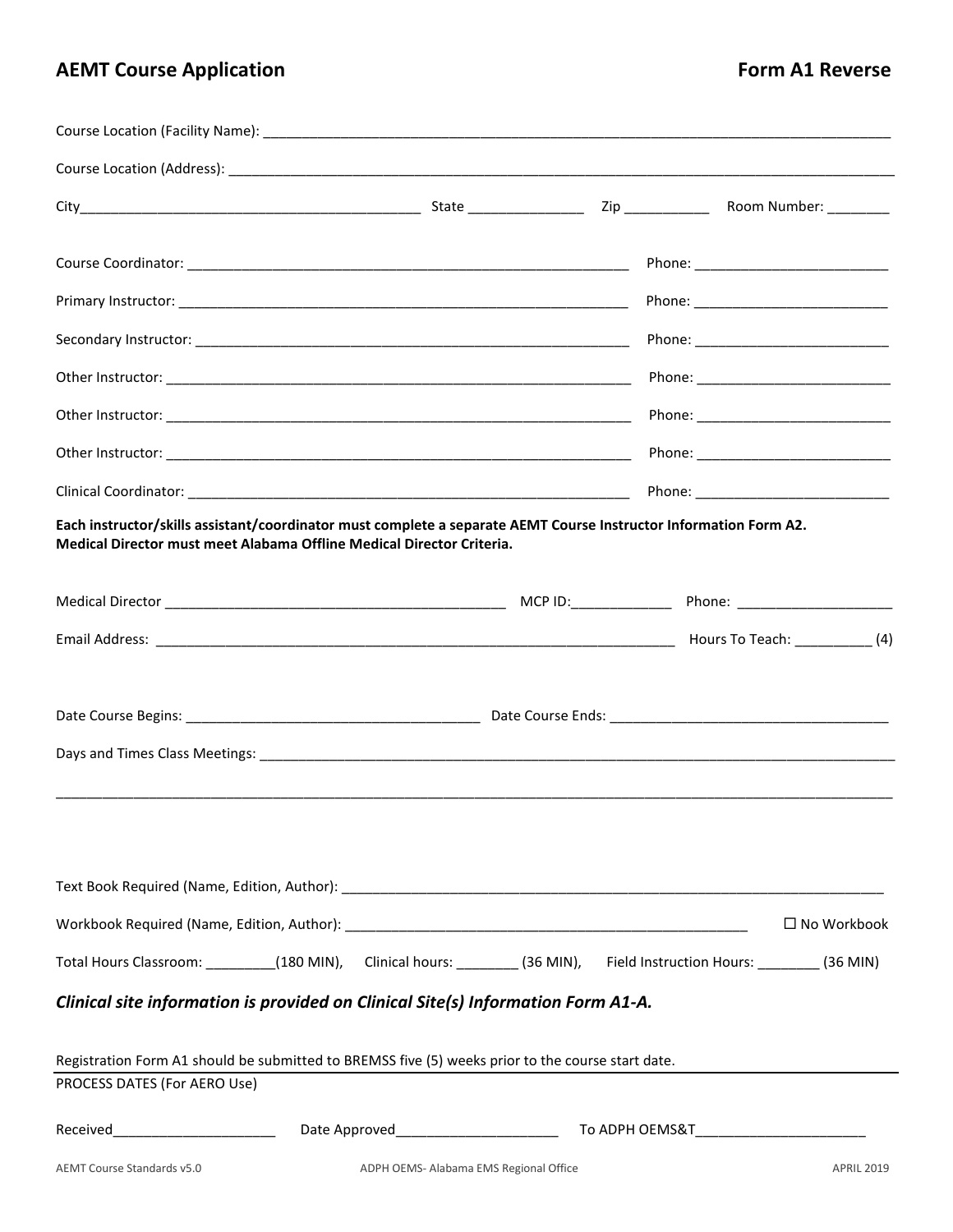## AEMT Course Application

**Form A1 Reverse**

Course Location (Facility Name): ____________________________________________

Course Location (Address): ____________________________________________

City____________________________ State ______________ Zip ___________ Room Number: ________

Course Coordinator: ______________________________ Phone: ____________________

Primary Instructor: ______________________________ Phone: ____________________

Secondary Instructor: ______________________________ Phone: ____________________

Other Instructor: ______________________________ Phone: ____________________

Other Instructor: ______________________________ Phone: ____________________

Other Instructor: ______________________________ Phone: ____________________

Clinical Coordinator: ______________________________ Phone: ____________________

**Each instructor/skills assistant/coordinator must complete a separate AEMT Course Instructor Information Form A2.**
**Medical Director must meet Alabama Offline Medical Director Criteria.**

Medical Director ______________________________ MCP ID:_____________ Phone: ____________________

Email Address: ______________________________ Hours To Teach: __________ (4)

Date Course Begins: ______________________________ Date Course Ends: ______________________________

Days and Times Class Meetings: ____________________________________________

____________________________________________

Text Book Required (Name, Edition, Author): ____________________________________________

Workbook Required (Name, Edition, Author): ______________________________ ☐ No Workbook

Total Hours Classroom: _________(180 MIN), Clinical hours: ________ (36 MIN), Field Instruction Hours: ________ (36 MIN)

***Clinical site information is provided on Clinical Site(s) Information Form A1-A.***

Registration Form A1 should be submitted to BREMSS five (5) weeks prior to the course start date.

---

PROCESS DATES (For AERO Use)

Received_____________________ Date Approved_____________________ To ADPH OEMS&T_____________________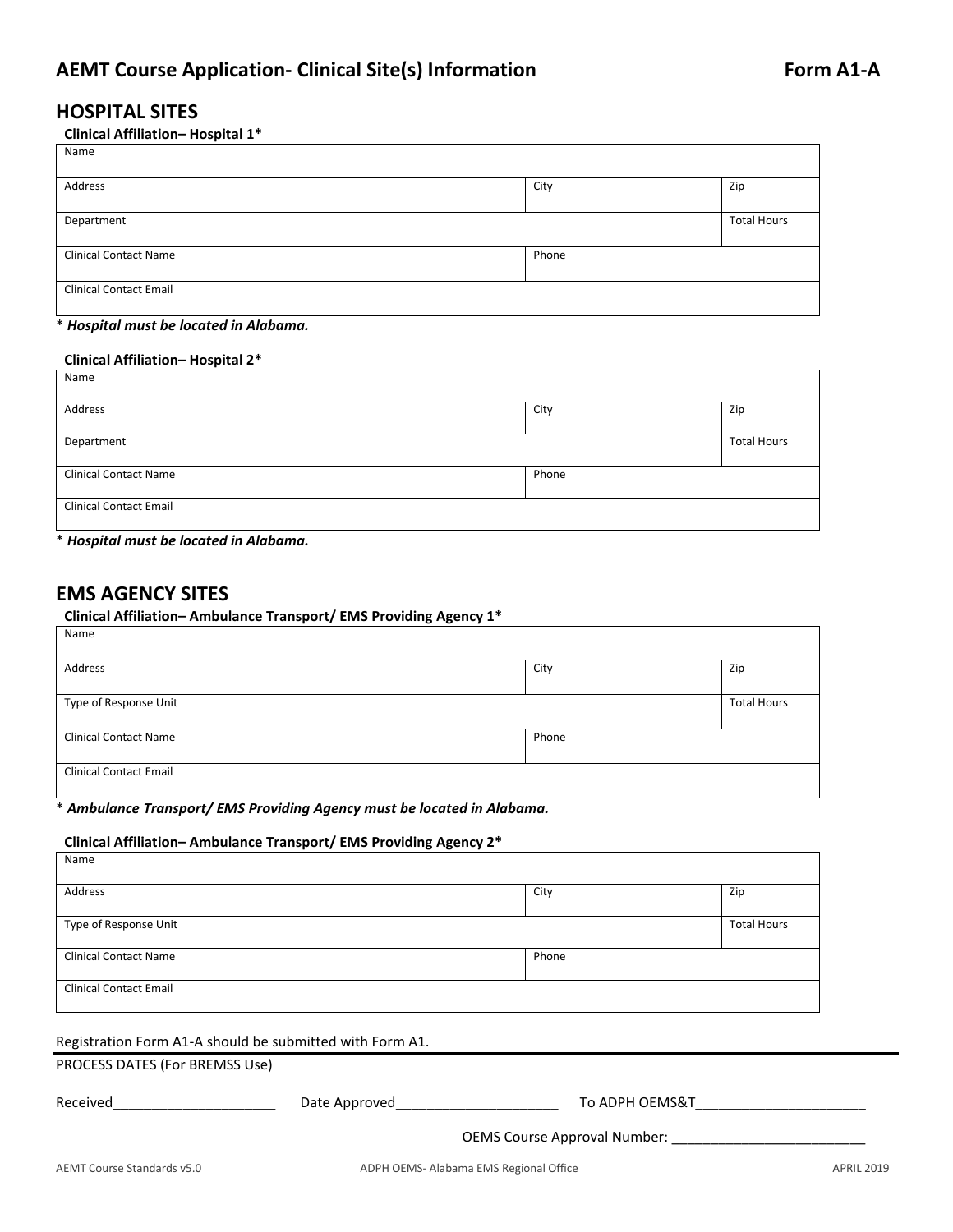# AEMT Course Application- Clinical Site(s) Information **Form A1-A**

## HOSPITAL SITES

**Clinical Affiliation– Hospital 1***

| Name | | |
|---|---|---|
| Address | City | Zip |
| Department | | Total Hours |
| Clinical Contact Name | Phone | |
| Clinical Contact Email | | |

* ***Hospital must be located in Alabama.***

**Clinical Affiliation– Hospital 2***

| Name | | |
|---|---|---|
| Address | City | Zip |
| Department | | Total Hours |
| Clinical Contact Name | Phone | |
| Clinical Contact Email | | |

* ***Hospital must be located in Alabama.***

## EMS AGENCY SITES

**Clinical Affiliation– Ambulance Transport/ EMS Providing Agency 1***

| Name | | |
|---|---|---|
| Address | City | Zip |
| Type of Response Unit | | Total Hours |
| Clinical Contact Name | Phone | |
| Clinical Contact Email | | |

* ***Ambulance Transport/ EMS Providing Agency must be located in Alabama.***

**Clinical Affiliation– Ambulance Transport/ EMS Providing Agency 2***

| Name | | |
|---|---|---|
| Address | City | Zip |
| Type of Response Unit | | Total Hours |
| Clinical Contact Name | Phone | |
| Clinical Contact Email | | |

Registration Form A1-A should be submitted with Form A1.

PROCESS DATES (For BREMSS Use)

Received_____________________ Date Approved_____________________ To ADPH OEMS&T______________________

OEMS Course Approval Number: _________________________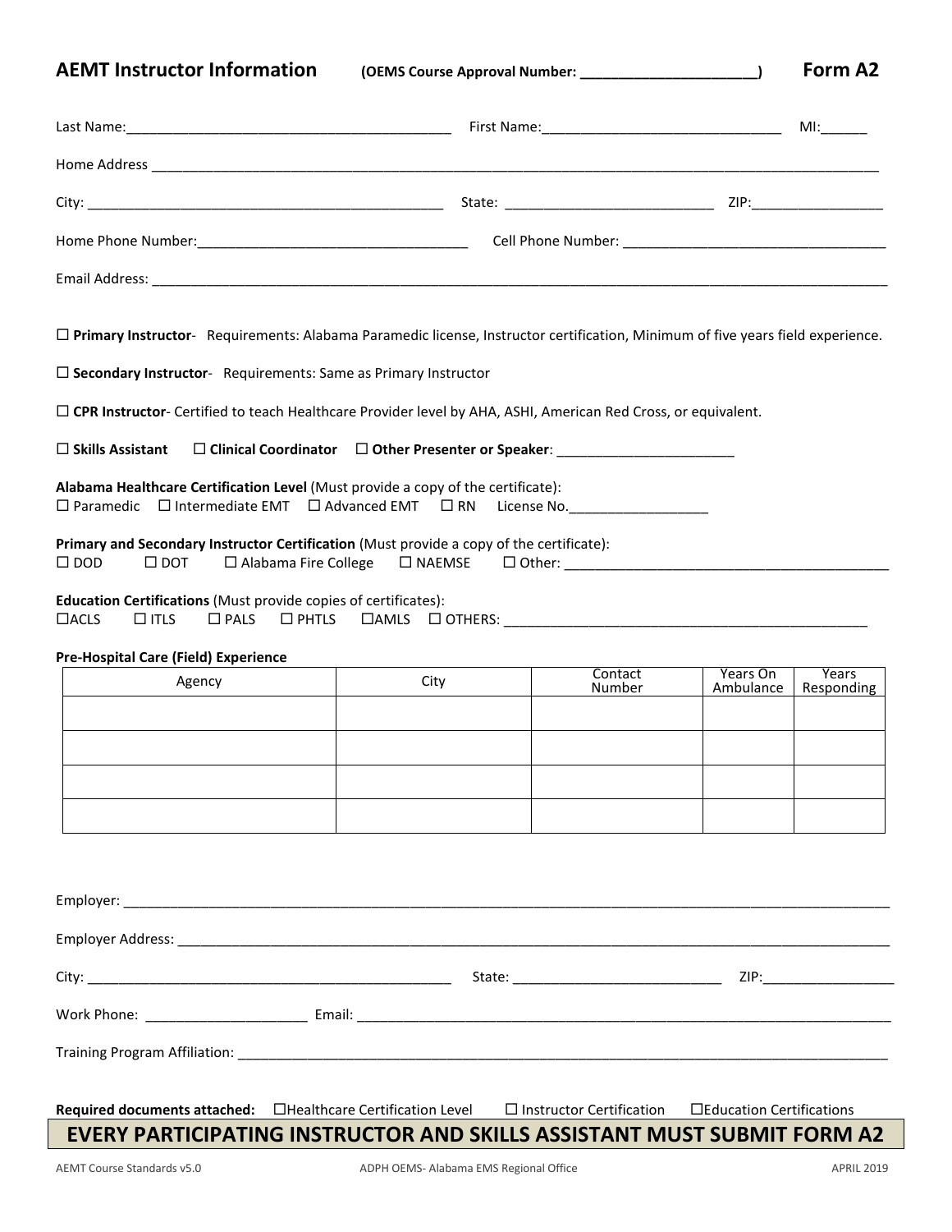## AEMT Instructor Information (OEMS Course Approval Number: _____________________) Form A2

Last Name:_________________________________________ First Name:______________________________ MI:______

Home Address ____________________________________________________________________________________________

City: _____________________________________________ State: ___________________________ ZIP:_________________

Home Phone Number:___________________________________ Cell Phone Number: ___________________________________

Email Address: ____________________________________________________________________________________________

☐ **Primary Instructor**- Requirements: Alabama Paramedic license, Instructor certification, Minimum of five years field experience.

☐ **Secondary Instructor**- Requirements: Same as Primary Instructor

☐ **CPR Instructor**- Certified to teach Healthcare Provider level by AHA, ASHI, American Red Cross, or equivalent.

☐ **Skills Assistant** ☐ **Clinical Coordinator** ☐ **Other Presenter or Speaker**: _______________________

**Alabama Healthcare Certification Level** (Must provide a copy of the certificate):
☐ Paramedic ☐ Intermediate EMT ☐ Advanced EMT ☐ RN License No.__________________

**Primary and Secondary Instructor Certification** (Must provide a copy of the certificate):
☐ DOD ☐ DOT ☐ Alabama Fire College ☐ NAEMSE ☐ Other: __________________________________________

**Education Certifications** (Must provide copies of certificates):
☐ACLS ☐ ITLS ☐ PALS ☐ PHTLS ☐AMLS ☐ OTHERS: ________________________________________________

**Pre-Hospital Care (Field) Experience**

| Agency | City | Contact Number | Years On Ambulance | Years Responding |
|---|---|---|---|---|
| | | | | |
| | | | | |
| | | | | |
| | | | | |

Employer: ________________________________________________________________________________________________

Employer Address: __________________________________________________________________________________________

City: _____________________________________________ State: ___________________________ ZIP:_________________

Work Phone: ____________________ Email: _________________________________________________________________

Training Program Affiliation: _________________________________________________________________________________

**Required documents attached:** ☐Healthcare Certification Level ☐ Instructor Certification ☐Education Certifications

**EVERY PARTICIPATING INSTRUCTOR AND SKILLS ASSISTANT MUST SUBMIT FORM A2**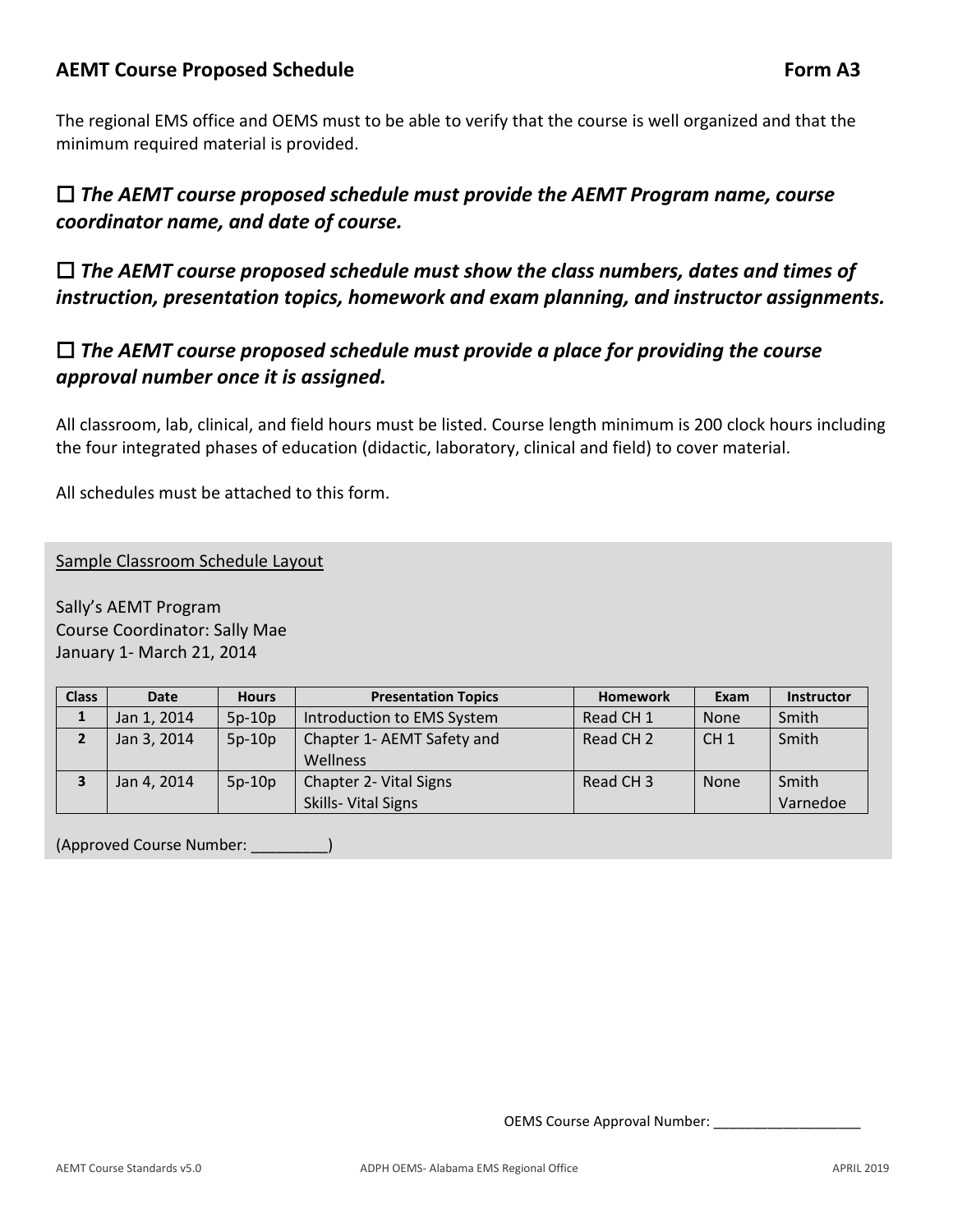## AEMT Course Proposed Schedule **Form A3**

The regional EMS office and OEMS must to be able to verify that the course is well organized and that the minimum required material is provided.

### ☐ ***The AEMT course proposed schedule must provide the AEMT Program name, course coordinator name, and date of course.***

### ☐ ***The AEMT course proposed schedule must show the class numbers, dates and times of instruction, presentation topics, homework and exam planning, and instructor assignments.***

### ☐ ***The AEMT course proposed schedule must provide a place for providing the course approval number once it is assigned.***

All classroom, lab, clinical, and field hours must be listed. Course length minimum is 200 clock hours including the four integrated phases of education (didactic, laboratory, clinical and field) to cover material.

All schedules must be attached to this form.

<u>Sample Classroom Schedule Layout</u>

Sally's AEMT Program
Course Coordinator: Sally Mae
January 1- March 21, 2014

| Class | Date | Hours | Presentation Topics | Homework | Exam | Instructor |
|---|---|---|---|---|---|---|
| 1 | Jan 1, 2014 | 5p-10p | Introduction to EMS System | Read CH 1 | None | Smith |
| 2 | Jan 3, 2014 | 5p-10p | Chapter 1- AEMT Safety and Wellness | Read CH 2 | CH 1 | Smith |
| 3 | Jan 4, 2014 | 5p-10p | Chapter 2- Vital Signs<br>Skills- Vital Signs | Read CH 3 | None | Smith<br>Varnedoe |

(Approved Course Number: _________)

OEMS Course Approval Number: ___________________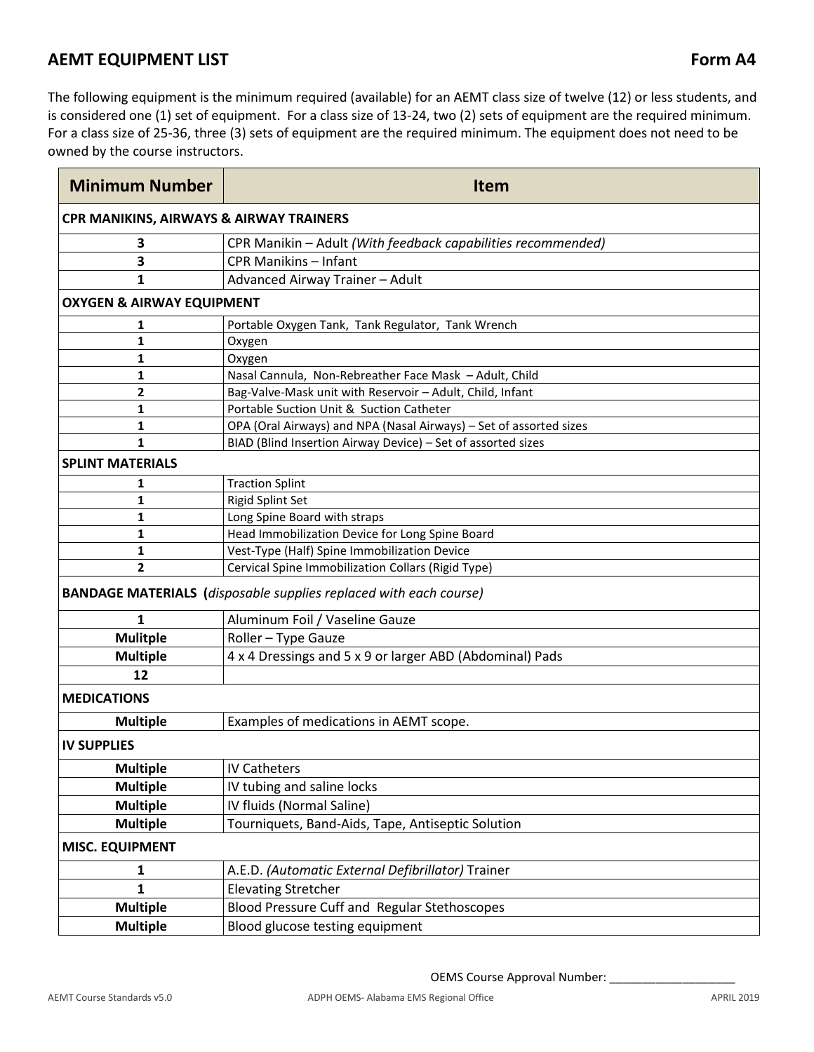## AEMT EQUIPMENT LIST

**Form A4**

The following equipment is the minimum required (available) for an AEMT class size of twelve (12) or less students, and is considered one (1) set of equipment. For a class size of 13-24, two (2) sets of equipment are the required minimum. For a class size of 25-36, three (3) sets of equipment are the required minimum. The equipment does not need to be owned by the course instructors.

| Minimum Number | Item |
|---|---|
| **CPR MANIKINS, AIRWAYS & AIRWAY TRAINERS** | |
| **3** | CPR Manikin – Adult *(With feedback capabilities recommended)* |
| **3** | CPR Manikins – Infant |
| **1** | Advanced Airway Trainer – Adult |
| **OXYGEN & AIRWAY EQUIPMENT** | |
| **1** | Portable Oxygen Tank, Tank Regulator, Tank Wrench |
| **1** | Oxygen |
| **1** | Oxygen |
| **1** | Nasal Cannula, Non-Rebreather Face Mask – Adult, Child |
| **2** | Bag-Valve-Mask unit with Reservoir – Adult, Child, Infant |
| **1** | Portable Suction Unit & Suction Catheter |
| **1** | OPA (Oral Airways) and NPA (Nasal Airways) – Set of assorted sizes |
| **1** | BIAD (Blind Insertion Airway Device) – Set of assorted sizes |
| **SPLINT MATERIALS** | |
| **1** | Traction Splint |
| **1** | Rigid Splint Set |
| **1** | Long Spine Board with straps |
| **1** | Head Immobilization Device for Long Spine Board |
| **1** | Vest-Type (Half) Spine Immobilization Device |
| **2** | Cervical Spine Immobilization Collars (Rigid Type) |
| **BANDAGE MATERIALS (*disposable supplies replaced with each course)*** | |
| **1** | Aluminum Foil / Vaseline Gauze |
| **Mulitple** | Roller – Type Gauze |
| **Multiple** | 4 x 4 Dressings and 5 x 9 or larger ABD (Abdominal) Pads |
| **12** | |
| **MEDICATIONS** | |
| **Multiple** | Examples of medications in AEMT scope. |
| **IV SUPPLIES** | |
| **Multiple** | IV Catheters |
| **Multiple** | IV tubing and saline locks |
| **Multiple** | IV fluids (Normal Saline) |
| **Multiple** | Tourniquets, Band-Aids, Tape, Antiseptic Solution |
| **MISC. EQUIPMENT** | |
| **1** | A.E.D. *(Automatic External Defibrillator)* Trainer |
| **1** | Elevating Stretcher |
| **Multiple** | Blood Pressure Cuff and Regular Stethoscopes |
| **Multiple** | Blood glucose testing equipment |

OEMS Course Approval Number: ___________________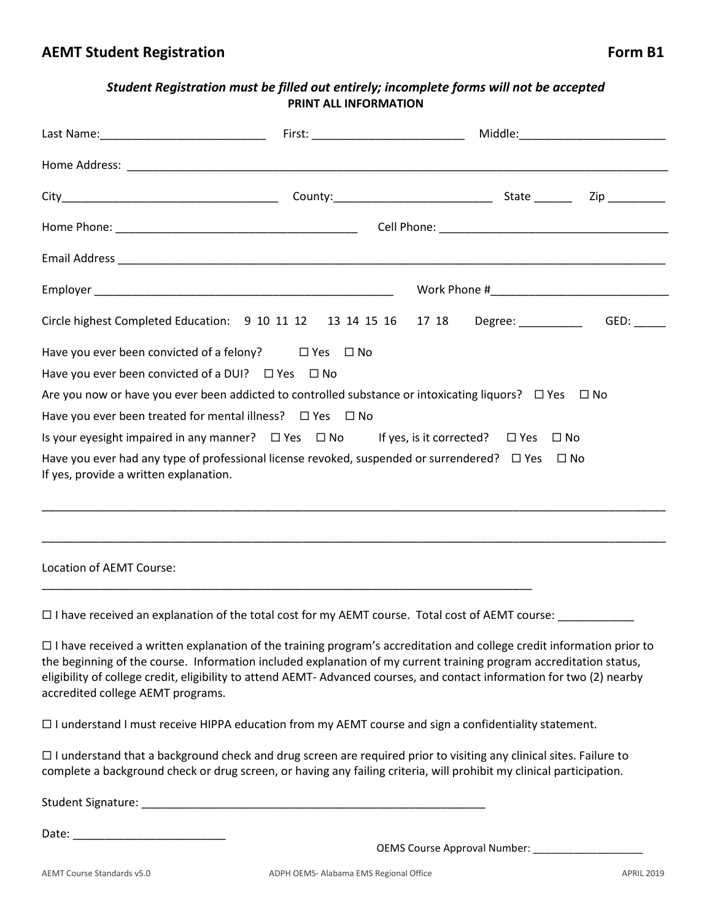## AEMT Student Registration **Form B1**

***Student Registration must be filled out entirely; incomplete forms will not be accepted***
**PRINT ALL INFORMATION**

Last Name:__________________________ First: ________________________ Middle:_______________________

Home Address: ______________________________________________________________________________________

City_________________________________ County:_________________________ State ______ Zip _________

Home Phone: ______________________________________ Cell Phone: ____________________________________

Email Address ______________________________________________________________________________________

Employer ________________________________________________ Work Phone #____________________________

Circle highest Completed Education: 9 10 11 12 13 14 15 16 17 18 Degree: __________ GED: _____

Have you ever been convicted of a felony? ☐ Yes ☐ No

Have you ever been convicted of a DUI? ☐ Yes ☐ No

Are you now or have you ever been addicted to controlled substance or intoxicating liquors? ☐ Yes ☐ No

Have you ever been treated for mental illness? ☐ Yes ☐ No

Is your eyesight impaired in any manner? ☐ Yes ☐ No If yes, is it corrected? ☐ Yes ☐ No

Have you ever had any type of professional license revoked, suspended or surrendered? ☐ Yes ☐ No
If yes, provide a written explanation.

_____________________________________________________________________________________________________

_____________________________________________________________________________________________________

Location of AEMT Course:

_________________________________________________________________________________

☐ I have received an explanation of the total cost for my AEMT course. Total cost of AEMT course: ____________

☐ I have received a written explanation of the training program's accreditation and college credit information prior to the beginning of the course. Information included explanation of my current training program accreditation status, eligibility of college credit, eligibility to attend AEMT- Advanced courses, and contact information for two (2) nearby accredited college AEMT programs.

☐ I understand I must receive HIPPA education from my AEMT course and sign a confidentiality statement.

☐ I understand that a background check and drug screen are required prior to visiting any clinical sites. Failure to complete a background check or drug screen, or having any failing criteria, will prohibit my clinical participation.

Student Signature: ________________________________________________________

Date: ________________________

OEMS Course Approval Number: ___________________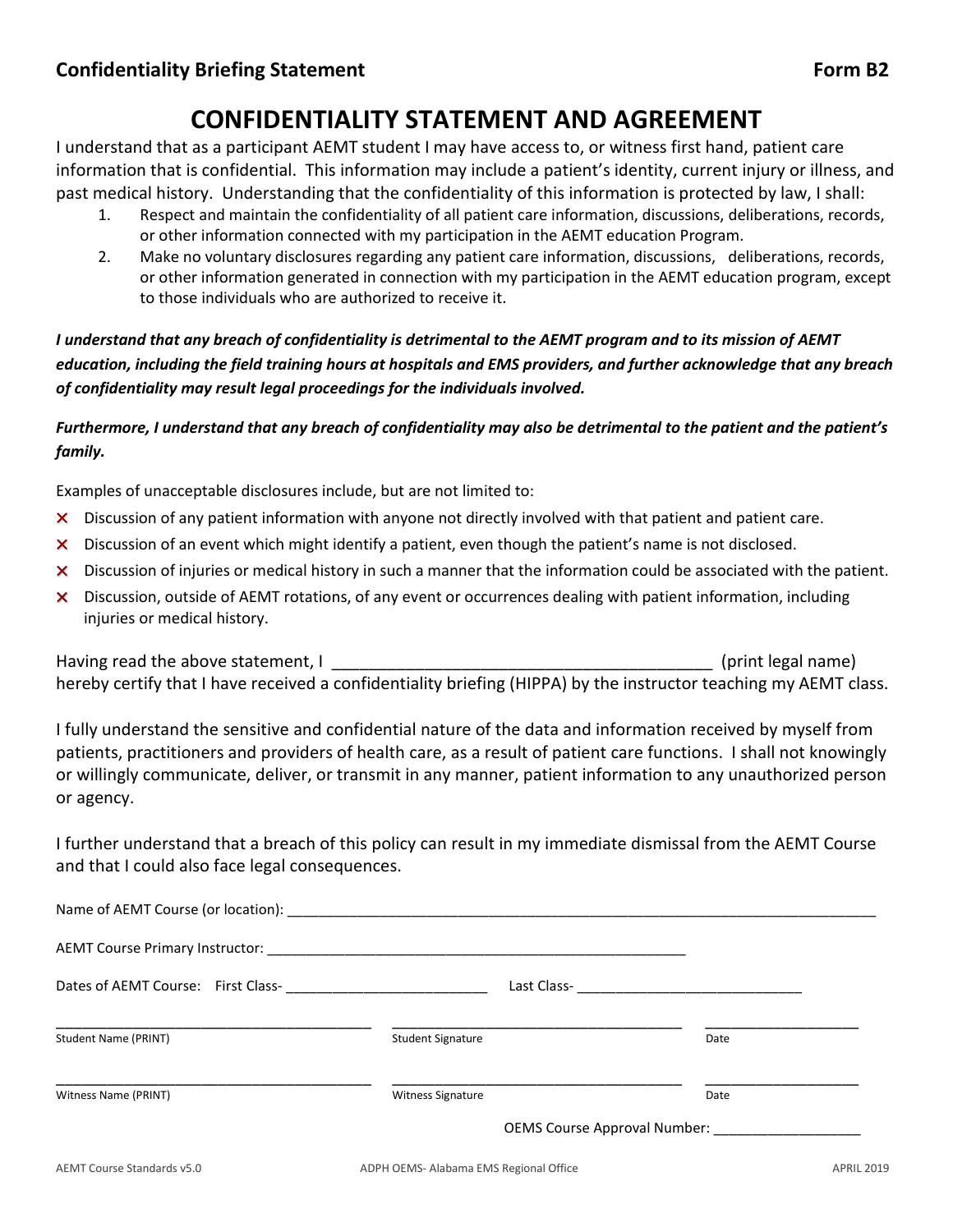**Confidentiality Briefing Statement** **Form B2**

# CONFIDENTIALITY STATEMENT AND AGREEMENT

I understand that as a participant AEMT student I may have access to, or witness first hand, patient care information that is confidential. This information may include a patient's identity, current injury or illness, and past medical history. Understanding that the confidentiality of this information is protected by law, I shall:

1. Respect and maintain the confidentiality of all patient care information, discussions, deliberations, records, or other information connected with my participation in the AEMT education Program.
2. Make no voluntary disclosures regarding any patient care information, discussions, deliberations, records, or other information generated in connection with my participation in the AEMT education program, except to those individuals who are authorized to receive it.

***I understand that any breach of confidentiality is detrimental to the AEMT program and to its mission of AEMT education, including the field training hours at hospitals and EMS providers, and further acknowledge that any breach of confidentiality may result legal proceedings for the individuals involved.***

***Furthermore, I understand that any breach of confidentiality may also be detrimental to the patient and the patient's family.***

Examples of unacceptable disclosures include, but are not limited to:

- ✕ Discussion of any patient information with anyone not directly involved with that patient and patient care.
- ✕ Discussion of an event which might identify a patient, even though the patient's name is not disclosed.
- ✕ Discussion of injuries or medical history in such a manner that the information could be associated with the patient.
- ✕ Discussion, outside of AEMT rotations, of any event or occurrences dealing with patient information, including injuries or medical history.

Having read the above statement, I _________________________________________ (print legal name) hereby certify that I have received a confidentiality briefing (HIPPA) by the instructor teaching my AEMT class.

I fully understand the sensitive and confidential nature of the data and information received by myself from patients, practitioners and providers of health care, as a result of patient care functions. I shall not knowingly or willingly communicate, deliver, or transmit in any manner, patient information to any unauthorized person or agency.

I further understand that a breach of this policy can result in my immediate dismissal from the AEMT Course and that I could also face legal consequences.

Name of AEMT Course (or location): ____________________________________________________________

AEMT Course Primary Instructor: ______________________________________________________

Dates of AEMT Course: First Class- __________________________ Last Class- _____________________________

| _________________________ | _________________________ | ______________ |
|---|---|---|
| Student Name (PRINT) | Student Signature | Date |
| _________________________ | _________________________ | ______________ |
| Witness Name (PRINT) | Witness Signature | Date |

OEMS Course Approval Number: ___________________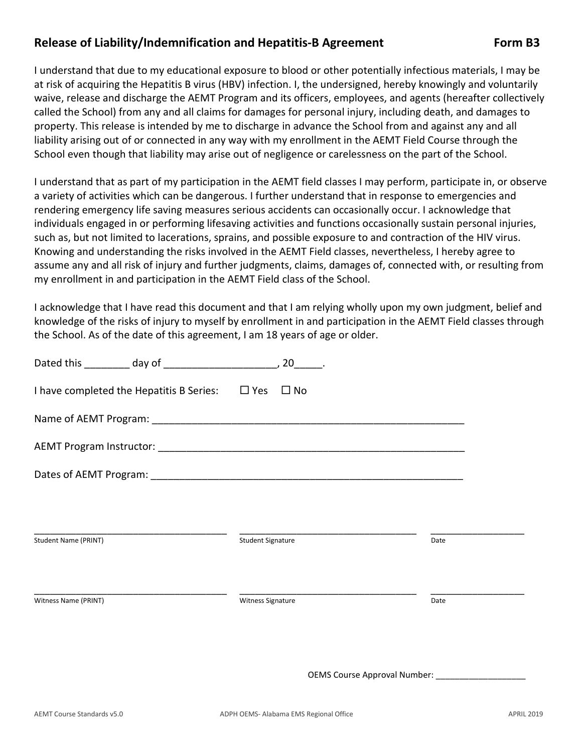## Release of Liability/Indemnification and Hepatitis-B Agreement — Form B3

I understand that due to my educational exposure to blood or other potentially infectious materials, I may be at risk of acquiring the Hepatitis B virus (HBV) infection. I, the undersigned, hereby knowingly and voluntarily waive, release and discharge the AEMT Program and its officers, employees, and agents (hereafter collectively called the School) from any and all claims for damages for personal injury, including death, and damages to property. This release is intended by me to discharge in advance the School from and against any and all liability arising out of or connected in any way with my enrollment in the AEMT Field Course through the School even though that liability may arise out of negligence or carelessness on the part of the School.

I understand that as part of my participation in the AEMT field classes I may perform, participate in, or observe a variety of activities which can be dangerous. I further understand that in response to emergencies and rendering emergency life saving measures serious accidents can occasionally occur. I acknowledge that individuals engaged in or performing lifesaving activities and functions occasionally sustain personal injuries, such as, but not limited to lacerations, sprains, and possible exposure to and contraction of the HIV virus. Knowing and understanding the risks involved in the AEMT Field classes, nevertheless, I hereby agree to assume any and all risk of injury and further judgments, claims, damages of, connected with, or resulting from my enrollment in and participation in the AEMT Field class of the School.

I acknowledge that I have read this document and that I am relying wholly upon my own judgment, belief and knowledge of the risks of injury to myself by enrollment in and participation in the AEMT Field classes through the School. As of the date of this agreement, I am 18 years of age or older.

Dated this ________ day of ___________________, 20_____.

I have completed the Hepatitis B Series: ☐ Yes ☐ No

Name of AEMT Program: ________________________________________________________

AEMT Program Instructor: ______________________________________________________

Dates of AEMT Program: _______________________________________________________

_________________________________ _________________________________ _________________

Student Name (PRINT) Student Signature Date

_________________________________ _________________________________ _________________

Witness Name (PRINT) Witness Signature Date

OEMS Course Approval Number: __________________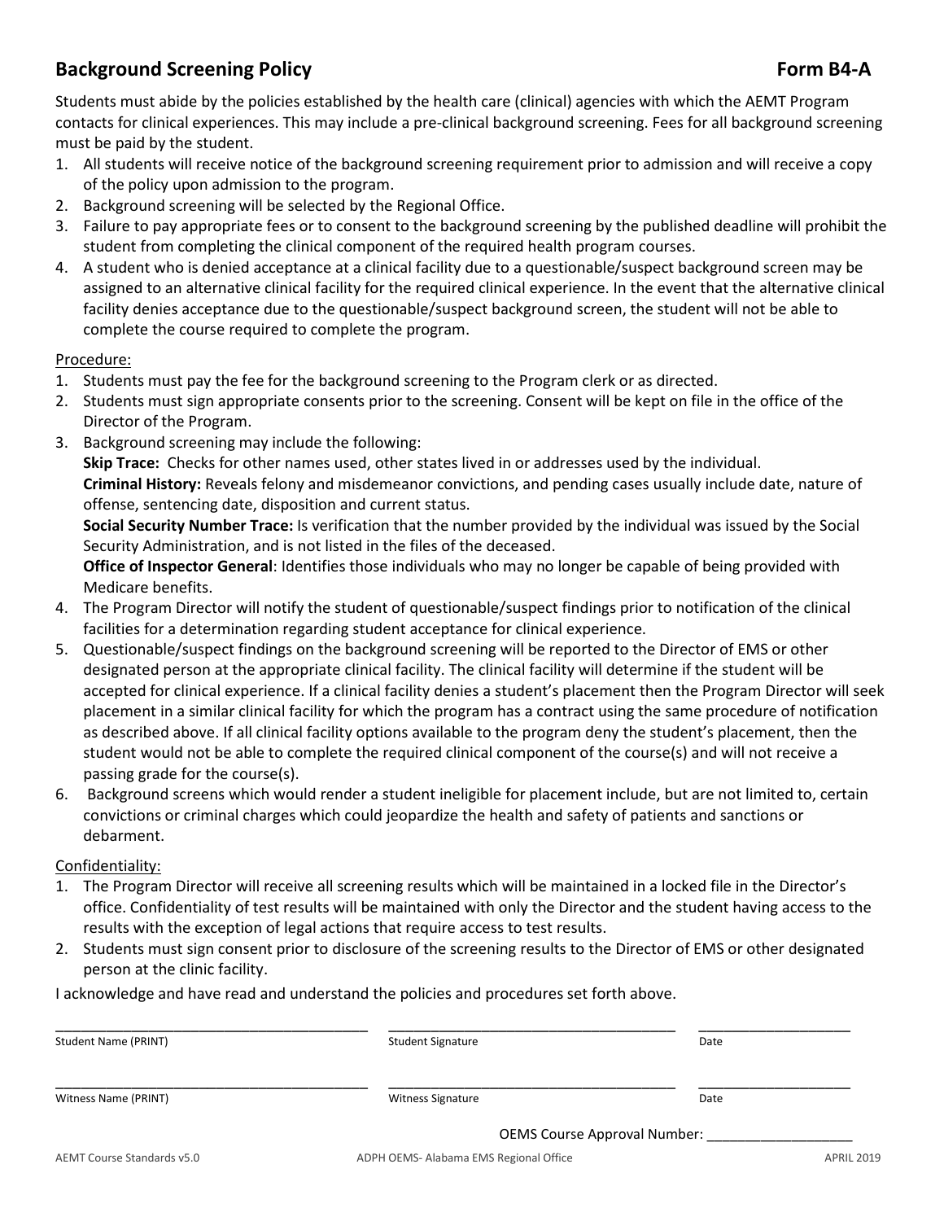## Background Screening Policy **Form B4-A**

Students must abide by the policies established by the health care (clinical) agencies with which the AEMT Program contacts for clinical experiences. This may include a pre-clinical background screening. Fees for all background screening must be paid by the student.

1. All students will receive notice of the background screening requirement prior to admission and will receive a copy of the policy upon admission to the program.
2. Background screening will be selected by the Regional Office.
3. Failure to pay appropriate fees or to consent to the background screening by the published deadline will prohibit the student from completing the clinical component of the required health program courses.
4. A student who is denied acceptance at a clinical facility due to a questionable/suspect background screen may be assigned to an alternative clinical facility for the required clinical experience. In the event that the alternative clinical facility denies acceptance due to the questionable/suspect background screen, the student will not be able to complete the course required to complete the program.

Procedure:

1. Students must pay the fee for the background screening to the Program clerk or as directed.
2. Students must sign appropriate consents prior to the screening. Consent will be kept on file in the office of the Director of the Program.
3. Background screening may include the following:
   **Skip Trace:** Checks for other names used, other states lived in or addresses used by the individual.
   **Criminal History:** Reveals felony and misdemeanor convictions, and pending cases usually include date, nature of offense, sentencing date, disposition and current status.
   **Social Security Number Trace:** Is verification that the number provided by the individual was issued by the Social Security Administration, and is not listed in the files of the deceased.
   **Office of Inspector General**: Identifies those individuals who may no longer be capable of being provided with Medicare benefits.
4. The Program Director will notify the student of questionable/suspect findings prior to notification of the clinical facilities for a determination regarding student acceptance for clinical experience.
5. Questionable/suspect findings on the background screening will be reported to the Director of EMS or other designated person at the appropriate clinical facility. The clinical facility will determine if the student will be accepted for clinical experience. If a clinical facility denies a student's placement then the Program Director will seek placement in a similar clinical facility for which the program has a contract using the same procedure of notification as described above. If all clinical facility options available to the program deny the student's placement, then the student would not be able to complete the required clinical component of the course(s) and will not receive a passing grade for the course(s).
6. Background screens which would render a student ineligible for placement include, but are not limited to, certain convictions or criminal charges which could jeopardize the health and safety of patients and sanctions or debarment.

Confidentiality:

1. The Program Director will receive all screening results which will be maintained in a locked file in the Director's office. Confidentiality of test results will be maintained with only the Director and the student having access to the results with the exception of legal actions that require access to test results.
2. Students must sign consent prior to disclosure of the screening results to the Director of EMS or other designated person at the clinic facility.

I acknowledge and have read and understand the policies and procedures set forth above.

| | | |
|---|---|---|
| ______________________________ | ______________________________ | ______________ |
| Student Name (PRINT) | Student Signature | Date |
| ______________________________ | ______________________________ | ______________ |
| Witness Name (PRINT) | Witness Signature | Date |

OEMS Course Approval Number: ___________________

AEMT Course Standards v5.0 ADPH OEMS- Alabama EMS Regional Office APRIL 2019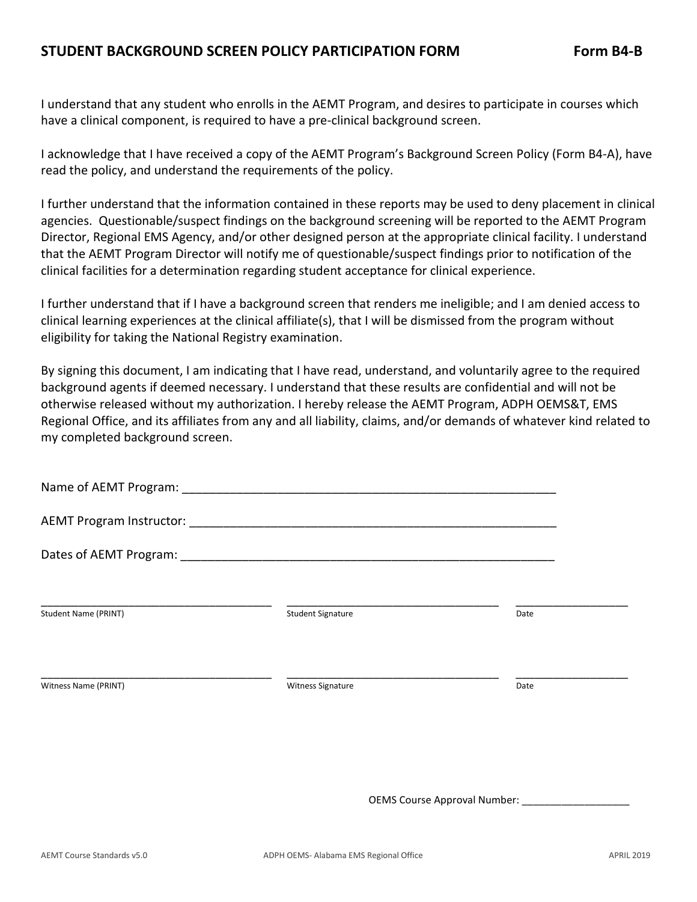## STUDENT BACKGROUND SCREEN POLICY PARTICIPATION FORM **Form B4-B**

I understand that any student who enrolls in the AEMT Program, and desires to participate in courses which have a clinical component, is required to have a pre-clinical background screen.

I acknowledge that I have received a copy of the AEMT Program's Background Screen Policy (Form B4-A), have read the policy, and understand the requirements of the policy.

I further understand that the information contained in these reports may be used to deny placement in clinical agencies. Questionable/suspect findings on the background screening will be reported to the AEMT Program Director, Regional EMS Agency, and/or other designed person at the appropriate clinical facility. I understand that the AEMT Program Director will notify me of questionable/suspect findings prior to notification of the clinical facilities for a determination regarding student acceptance for clinical experience.

I further understand that if I have a background screen that renders me ineligible; and I am denied access to clinical learning experiences at the clinical affiliate(s), that I will be dismissed from the program without eligibility for taking the National Registry examination.

By signing this document, I am indicating that I have read, understand, and voluntarily agree to the required background agents if deemed necessary. I understand that these results are confidential and will not be otherwise released without my authorization. I hereby release the AEMT Program, ADPH OEMS&T, EMS Regional Office, and its affiliates from any and all liability, claims, and/or demands of whatever kind related to my completed background screen.

Name of AEMT Program: ___________________________________________________________

AEMT Program Instructor: _________________________________________________________

Dates of AEMT Program: __________________________________________________________

______________________________________ ____________________________________ ___________________
Student Name (PRINT) Student Signature Date

______________________________________ ____________________________________ ___________________
Witness Name (PRINT) Witness Signature Date

OEMS Course Approval Number: ___________________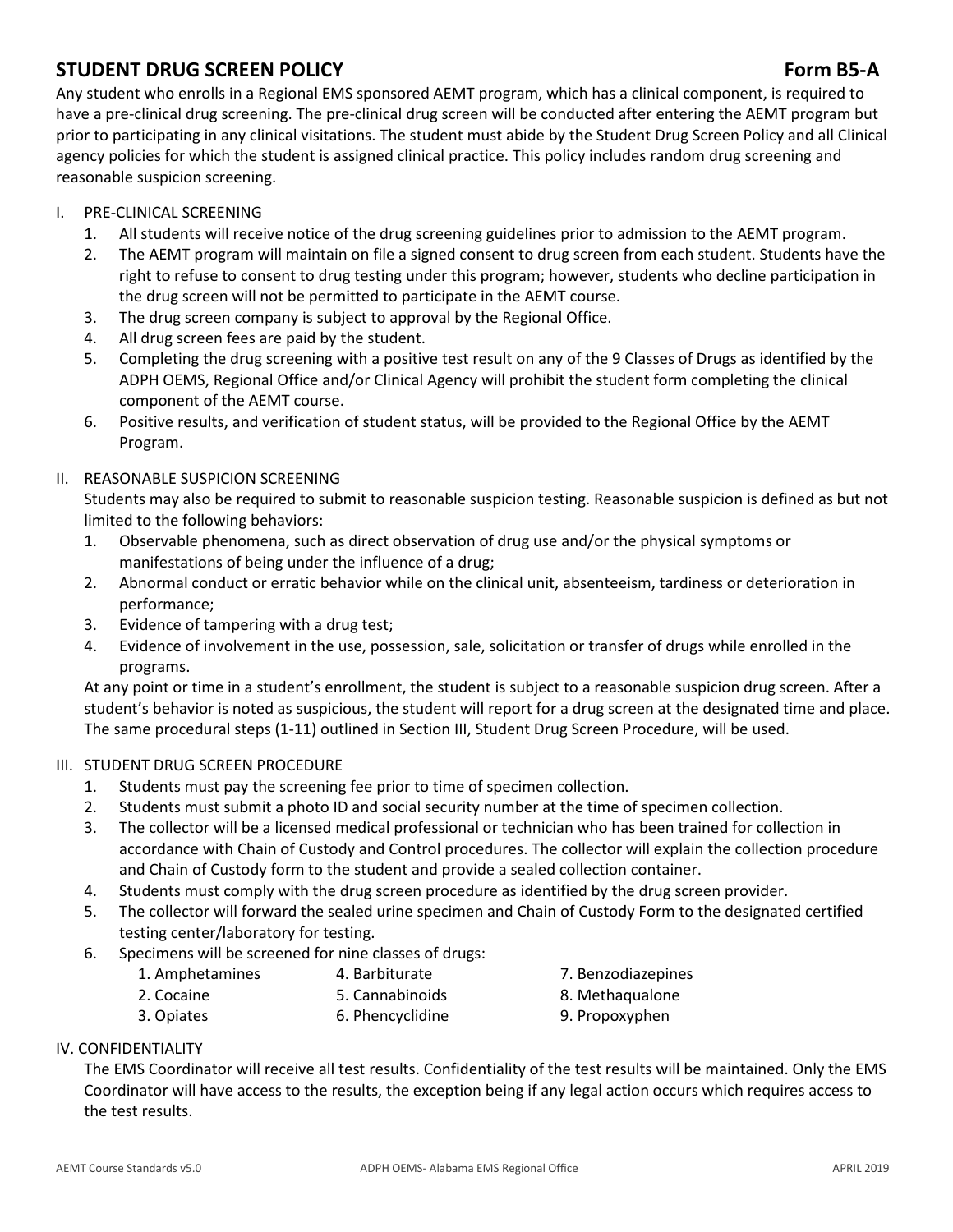## STUDENT DRUG SCREEN POLICY — Form B5-A

Any student who enrolls in a Regional EMS sponsored AEMT program, which has a clinical component, is required to have a pre-clinical drug screening. The pre-clinical drug screen will be conducted after entering the AEMT program but prior to participating in any clinical visitations. The student must abide by the Student Drug Screen Policy and all Clinical agency policies for which the student is assigned clinical practice. This policy includes random drug screening and reasonable suspicion screening.

I. PRE-CLINICAL SCREENING

1. All students will receive notice of the drug screening guidelines prior to admission to the AEMT program.
2. The AEMT program will maintain on file a signed consent to drug screen from each student. Students have the right to refuse to consent to drug testing under this program; however, students who decline participation in the drug screen will not be permitted to participate in the AEMT course.
3. The drug screen company is subject to approval by the Regional Office.
4. All drug screen fees are paid by the student.
5. Completing the drug screening with a positive test result on any of the 9 Classes of Drugs as identified by the ADPH OEMS, Regional Office and/or Clinical Agency will prohibit the student form completing the clinical component of the AEMT course.
6. Positive results, and verification of student status, will be provided to the Regional Office by the AEMT Program.

II. REASONABLE SUSPICION SCREENING

Students may also be required to submit to reasonable suspicion testing. Reasonable suspicion is defined as but not limited to the following behaviors:

1. Observable phenomena, such as direct observation of drug use and/or the physical symptoms or manifestations of being under the influence of a drug;
2. Abnormal conduct or erratic behavior while on the clinical unit, absenteeism, tardiness or deterioration in performance;
3. Evidence of tampering with a drug test;
4. Evidence of involvement in the use, possession, sale, solicitation or transfer of drugs while enrolled in the programs.

At any point or time in a student's enrollment, the student is subject to a reasonable suspicion drug screen. After a student's behavior is noted as suspicious, the student will report for a drug screen at the designated time and place. The same procedural steps (1-11) outlined in Section III, Student Drug Screen Procedure, will be used.

III. STUDENT DRUG SCREEN PROCEDURE

1. Students must pay the screening fee prior to time of specimen collection.
2. Students must submit a photo ID and social security number at the time of specimen collection.
3. The collector will be a licensed medical professional or technician who has been trained for collection in accordance with Chain of Custody and Control procedures. The collector will explain the collection procedure and Chain of Custody form to the student and provide a sealed collection container.
4. Students must comply with the drug screen procedure as identified by the drug screen provider.
5. The collector will forward the sealed urine specimen and Chain of Custody Form to the designated certified testing center/laboratory for testing.
6. Specimens will be screened for nine classes of drugs:
   1. Amphetamines
   2. Cocaine
   3. Opiates
   4. Barbiturate
   5. Cannabinoids
   6. Phencyclidine
   7. Benzodiazepines
   8. Methaqualone
   9. Propoxyphen

IV. CONFIDENTIALITY

The EMS Coordinator will receive all test results. Confidentiality of the test results will be maintained. Only the EMS Coordinator will have access to the results, the exception being if any legal action occurs which requires access to the test results.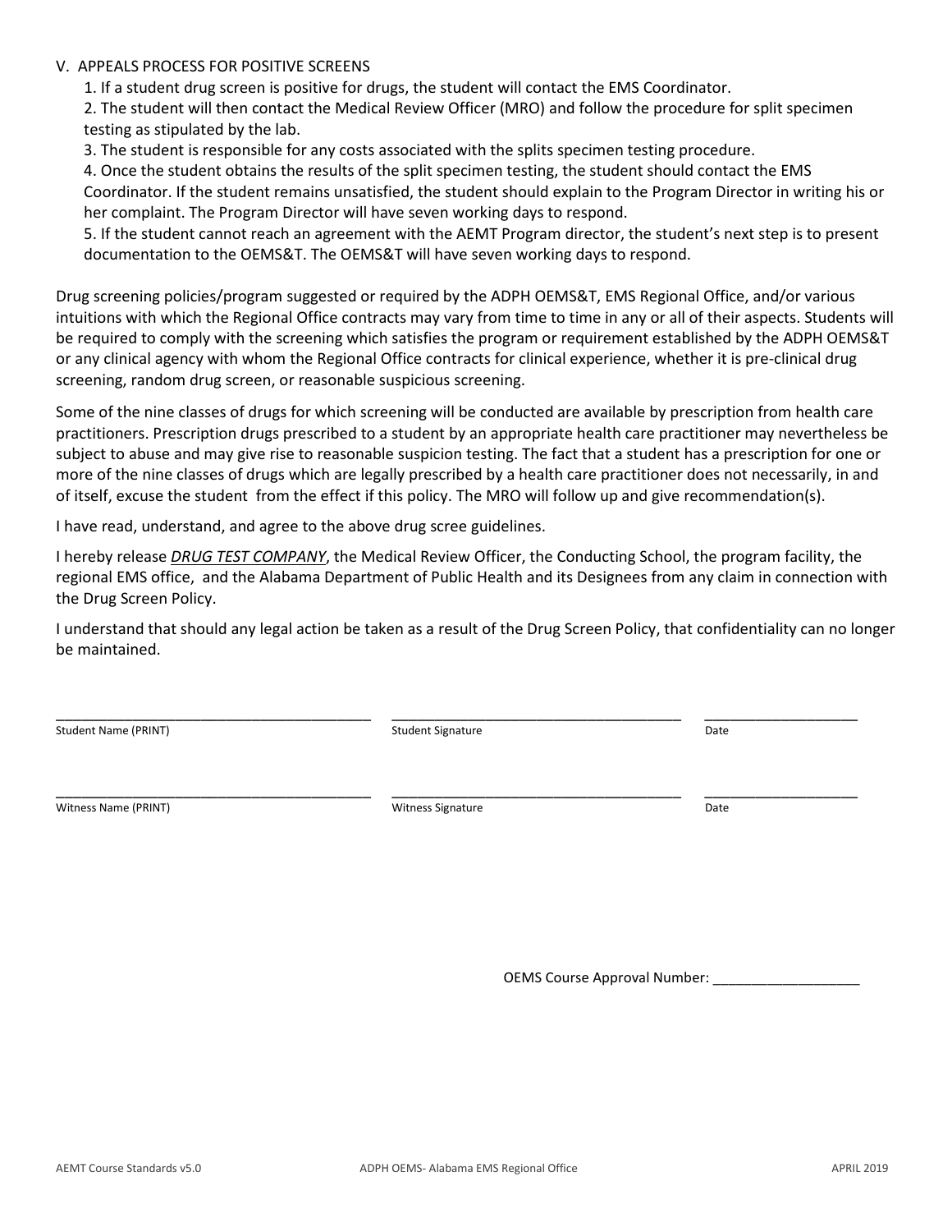V. APPEALS PROCESS FOR POSITIVE SCREENS

1. If a student drug screen is positive for drugs, the student will contact the EMS Coordinator.
2. The student will then contact the Medical Review Officer (MRO) and follow the procedure for split specimen testing as stipulated by the lab.
3. The student is responsible for any costs associated with the splits specimen testing procedure.
4. Once the student obtains the results of the split specimen testing, the student should contact the EMS Coordinator. If the student remains unsatisfied, the student should explain to the Program Director in writing his or her complaint. The Program Director will have seven working days to respond.
5. If the student cannot reach an agreement with the AEMT Program director, the student's next step is to present documentation to the OEMS&T. The OEMS&T will have seven working days to respond.

Drug screening policies/program suggested or required by the ADPH OEMS&T, EMS Regional Office, and/or various intuitions with which the Regional Office contracts may vary from time to time in any or all of their aspects. Students will be required to comply with the screening which satisfies the program or requirement established by the ADPH OEMS&T or any clinical agency with whom the Regional Office contracts for clinical experience, whether it is pre-clinical drug screening, random drug screen, or reasonable suspicious screening.

Some of the nine classes of drugs for which screening will be conducted are available by prescription from health care practitioners. Prescription drugs prescribed to a student by an appropriate health care practitioner may nevertheless be subject to abuse and may give rise to reasonable suspicion testing. The fact that a student has a prescription for one or more of the nine classes of drugs which are legally prescribed by a health care practitioner does not necessarily, in and of itself, excuse the student from the effect if this policy. The MRO will follow up and give recommendation(s).

I have read, understand, and agree to the above drug scree guidelines.

I hereby release ***DRUG TEST COMPANY***, the Medical Review Officer, the Conducting School, the program facility, the regional EMS office, and the Alabama Department of Public Health and its Designees from any claim in connection with the Drug Screen Policy.

I understand that should any legal action be taken as a result of the Drug Screen Policy, that confidentiality can no longer be maintained.

| | | |
|---|---|---|
| ______________________________ | ______________________________ | ______________ |
| Student Name (PRINT) | Student Signature | Date |
| ______________________________ | ______________________________ | ______________ |
| Witness Name (PRINT) | Witness Signature | Date |

OEMS Course Approval Number: ___________________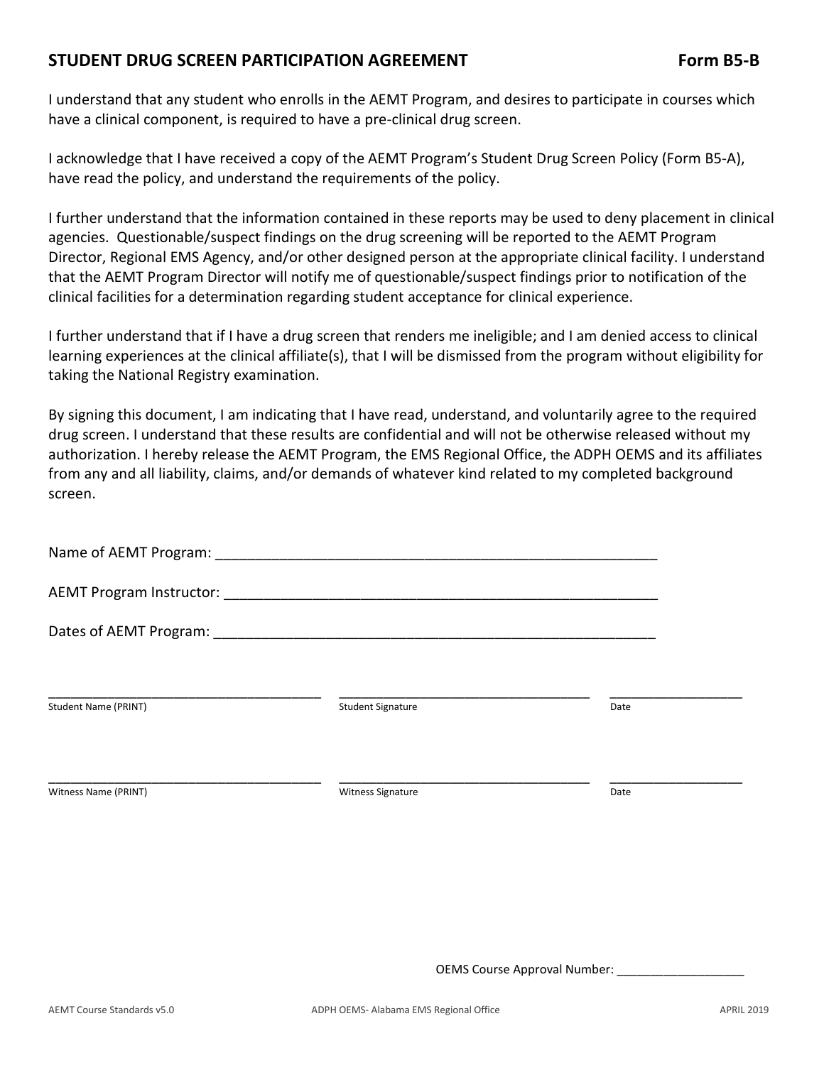## STUDENT DRUG SCREEN PARTICIPATION AGREEMENT — Form B5-B

I understand that any student who enrolls in the AEMT Program, and desires to participate in courses which have a clinical component, is required to have a pre-clinical drug screen.

I acknowledge that I have received a copy of the AEMT Program's Student Drug Screen Policy (Form B5-A), have read the policy, and understand the requirements of the policy.

I further understand that the information contained in these reports may be used to deny placement in clinical agencies. Questionable/suspect findings on the drug screening will be reported to the AEMT Program Director, Regional EMS Agency, and/or other designed person at the appropriate clinical facility. I understand that the AEMT Program Director will notify me of questionable/suspect findings prior to notification of the clinical facilities for a determination regarding student acceptance for clinical experience.

I further understand that if I have a drug screen that renders me ineligible; and I am denied access to clinical learning experiences at the clinical affiliate(s), that I will be dismissed from the program without eligibility for taking the National Registry examination.

By signing this document, I am indicating that I have read, understand, and voluntarily agree to the required drug screen. I understand that these results are confidential and will not be otherwise released without my authorization. I hereby release the AEMT Program, the EMS Regional Office, the ADPH OEMS and its affiliates from any and all liability, claims, and/or demands of whatever kind related to my completed background screen.

Name of AEMT Program: ___________________________________________________________

AEMT Program Instructor: _________________________________________________________

Dates of AEMT Program: __________________________________________________________

| ______________________________ | ______________________________ | ________________ |
|---|---|---|
| Student Name (PRINT) | Student Signature | Date |

| ______________________________ | ______________________________ | ________________ |
|---|---|---|
| Witness Name (PRINT) | Witness Signature | Date |

OEMS Course Approval Number: ___________________

AEMT Course Standards v5.0 — ADPH OEMS- Alabama EMS Regional Office — APRIL 2019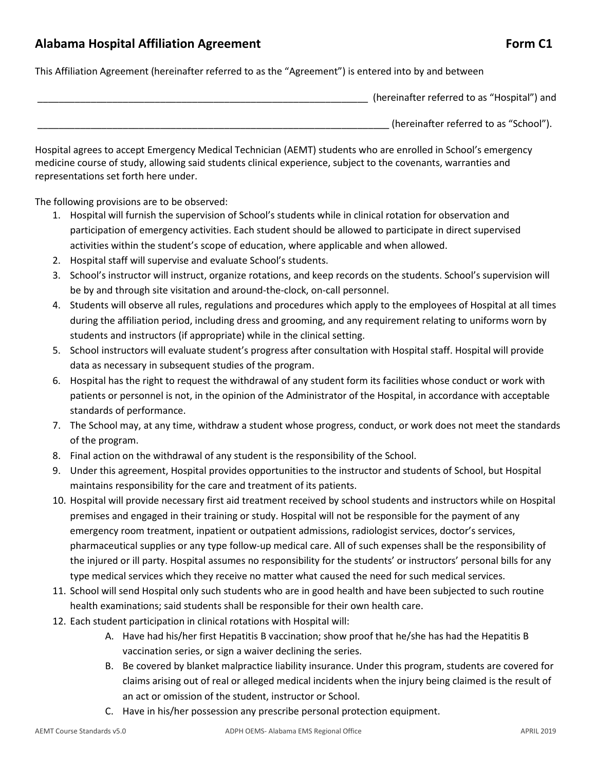## Alabama Hospital Affiliation Agreement **Form C1**

This Affiliation Agreement (hereinafter referred to as the "Agreement") is entered into by and between

_________________________________________________________________ (hereinafter referred to as "Hospital") and

____________________________________________________________________ (hereinafter referred to as "School").

Hospital agrees to accept Emergency Medical Technician (AEMT) students who are enrolled in School's emergency medicine course of study, allowing said students clinical experience, subject to the covenants, warranties and representations set forth here under.

The following provisions are to be observed:

1. Hospital will furnish the supervision of School's students while in clinical rotation for observation and participation of emergency activities. Each student should be allowed to participate in direct supervised activities within the student's scope of education, where applicable and when allowed.
2. Hospital staff will supervise and evaluate School's students.
3. School's instructor will instruct, organize rotations, and keep records on the students. School's supervision will be by and through site visitation and around-the-clock, on-call personnel.
4. Students will observe all rules, regulations and procedures which apply to the employees of Hospital at all times during the affiliation period, including dress and grooming, and any requirement relating to uniforms worn by students and instructors (if appropriate) while in the clinical setting.
5. School instructors will evaluate student's progress after consultation with Hospital staff. Hospital will provide data as necessary in subsequent studies of the program.
6. Hospital has the right to request the withdrawal of any student form its facilities whose conduct or work with patients or personnel is not, in the opinion of the Administrator of the Hospital, in accordance with acceptable standards of performance.
7. The School may, at any time, withdraw a student whose progress, conduct, or work does not meet the standards of the program.
8. Final action on the withdrawal of any student is the responsibility of the School.
9. Under this agreement, Hospital provides opportunities to the instructor and students of School, but Hospital maintains responsibility for the care and treatment of its patients.
10. Hospital will provide necessary first aid treatment received by school students and instructors while on Hospital premises and engaged in their training or study. Hospital will not be responsible for the payment of any emergency room treatment, inpatient or outpatient admissions, radiologist services, doctor's services, pharmaceutical supplies or any type follow-up medical care. All of such expenses shall be the responsibility of the injured or ill party. Hospital assumes no responsibility for the students' or instructors' personal bills for any type medical services which they receive no matter what caused the need for such medical services.
11. School will send Hospital only such students who are in good health and have been subjected to such routine health examinations; said students shall be responsible for their own health care.
12. Each student participation in clinical rotations with Hospital will:
    A. Have had his/her first Hepatitis B vaccination; show proof that he/she has had the Hepatitis B vaccination series, or sign a waiver declining the series.
    B. Be covered by blanket malpractice liability insurance. Under this program, students are covered for claims arising out of real or alleged medical incidents when the injury being claimed is the result of an act or omission of the student, instructor or School.
    C. Have in his/her possession any prescribe personal protection equipment.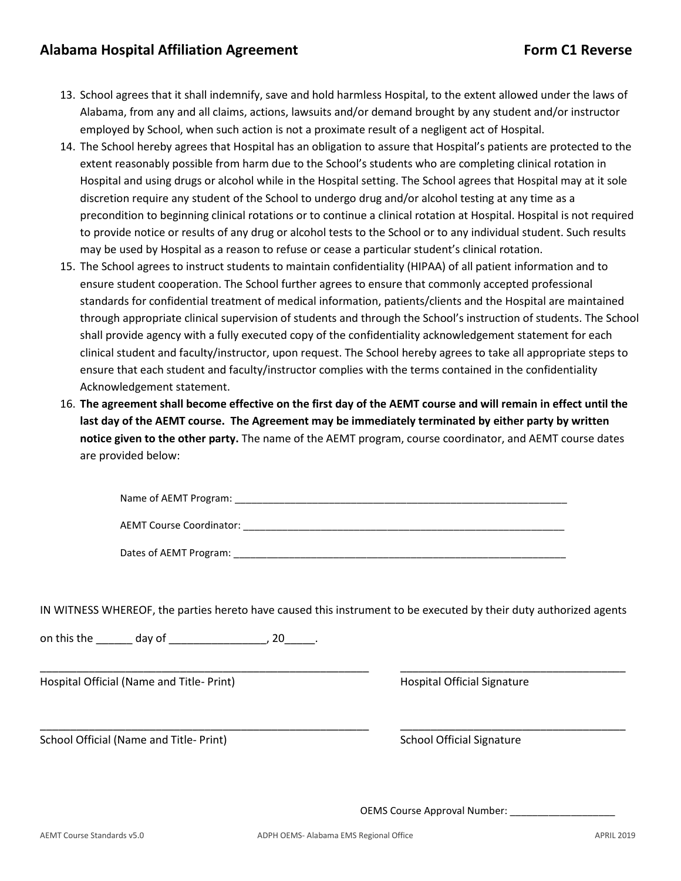## Alabama Hospital Affiliation Agreement — Form C1 Reverse

13. School agrees that it shall indemnify, save and hold harmless Hospital, to the extent allowed under the laws of Alabama, from any and all claims, actions, lawsuits and/or demand brought by any student and/or instructor employed by School, when such action is not a proximate result of a negligent act of Hospital.
14. The School hereby agrees that Hospital has an obligation to assure that Hospital's patients are protected to the extent reasonably possible from harm due to the School's students who are completing clinical rotation in Hospital and using drugs or alcohol while in the Hospital setting. The School agrees that Hospital may at it sole discretion require any student of the School to undergo drug and/or alcohol testing at any time as a precondition to beginning clinical rotations or to continue a clinical rotation at Hospital. Hospital is not required to provide notice or results of any drug or alcohol tests to the School or to any individual student. Such results may be used by Hospital as a reason to refuse or cease a particular student's clinical rotation.
15. The School agrees to instruct students to maintain confidentiality (HIPAA) of all patient information and to ensure student cooperation. The School further agrees to ensure that commonly accepted professional standards for confidential treatment of medical information, patients/clients and the Hospital are maintained through appropriate clinical supervision of students and through the School's instruction of students. The School shall provide agency with a fully executed copy of the confidentiality acknowledgement statement for each clinical student and faculty/instructor, upon request. The School hereby agrees to take all appropriate steps to ensure that each student and faculty/instructor complies with the terms contained in the confidentiality Acknowledgement statement.
16. **The agreement shall become effective on the first day of the AEMT course and will remain in effect until the last day of the AEMT course. The Agreement may be immediately terminated by either party by written notice given to the other party.** The name of the AEMT program, course coordinator, and AEMT course dates are provided below:

Name of AEMT Program: ______________________________________________________________

AEMT Course Coordinator: ____________________________________________________________

Dates of AEMT Program: ______________________________________________________________

IN WITNESS WHEREOF, the parties hereto have caused this instrument to be executed by their duty authorized agents

on this the ______ day of ________________, 20_____.

_________________________________________________________ _______________________________________

Hospital Official (Name and Title- Print) Hospital Official Signature

_________________________________________________________ _______________________________________

School Official (Name and Title- Print) School Official Signature

OEMS Course Approval Number: ___________________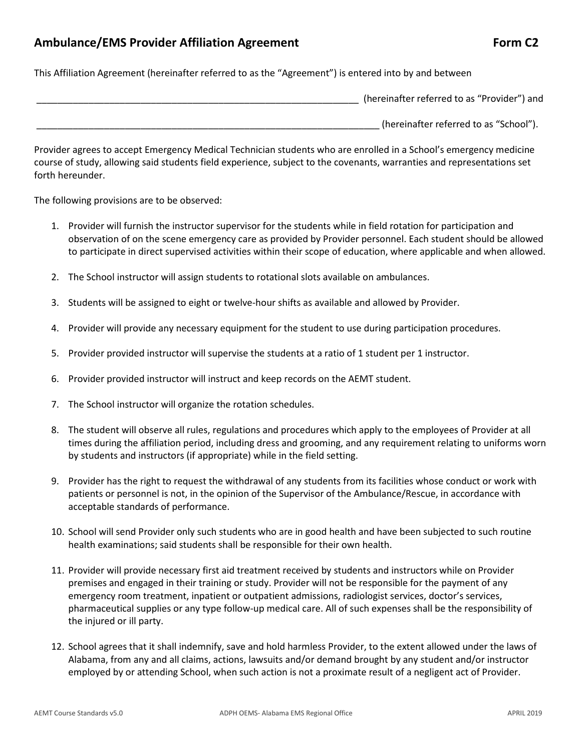## Ambulance/EMS Provider Affiliation Agreement Form C2

This Affiliation Agreement (hereinafter referred to as the "Agreement") is entered into by and between

_______________________________________________________________ (hereinafter referred to as "Provider") and

____________________________________________________________________ (hereinafter referred to as "School").

Provider agrees to accept Emergency Medical Technician students who are enrolled in a School's emergency medicine course of study, allowing said students field experience, subject to the covenants, warranties and representations set forth hereunder.

The following provisions are to be observed:

1. Provider will furnish the instructor supervisor for the students while in field rotation for participation and observation of on the scene emergency care as provided by Provider personnel. Each student should be allowed to participate in direct supervised activities within their scope of education, where applicable and when allowed.
2. The School instructor will assign students to rotational slots available on ambulances.
3. Students will be assigned to eight or twelve-hour shifts as available and allowed by Provider.
4. Provider will provide any necessary equipment for the student to use during participation procedures.
5. Provider provided instructor will supervise the students at a ratio of 1 student per 1 instructor.
6. Provider provided instructor will instruct and keep records on the AEMT student.
7. The School instructor will organize the rotation schedules.
8. The student will observe all rules, regulations and procedures which apply to the employees of Provider at all times during the affiliation period, including dress and grooming, and any requirement relating to uniforms worn by students and instructors (if appropriate) while in the field setting.
9. Provider has the right to request the withdrawal of any students from its facilities whose conduct or work with patients or personnel is not, in the opinion of the Supervisor of the Ambulance/Rescue, in accordance with acceptable standards of performance.
10. School will send Provider only such students who are in good health and have been subjected to such routine health examinations; said students shall be responsible for their own health.
11. Provider will provide necessary first aid treatment received by students and instructors while on Provider premises and engaged in their training or study. Provider will not be responsible for the payment of any emergency room treatment, inpatient or outpatient admissions, radiologist services, doctor's services, pharmaceutical supplies or any type follow-up medical care. All of such expenses shall be the responsibility of the injured or ill party.
12. School agrees that it shall indemnify, save and hold harmless Provider, to the extent allowed under the laws of Alabama, from any and all claims, actions, lawsuits and/or demand brought by any student and/or instructor employed by or attending School, when such action is not a proximate result of a negligent act of Provider.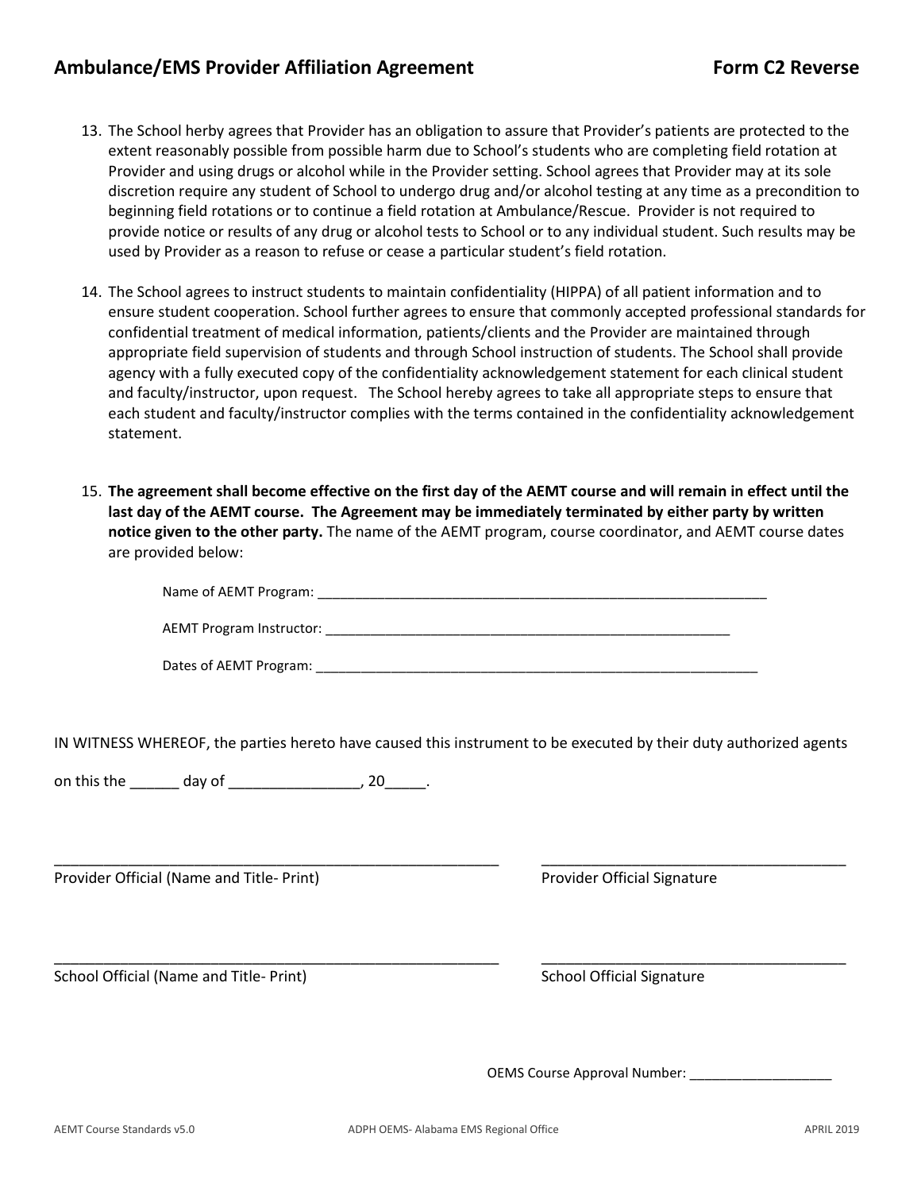## Ambulance/EMS Provider Affiliation Agreement **Form C2 Reverse**

13. The School herby agrees that Provider has an obligation to assure that Provider's patients are protected to the extent reasonably possible from possible harm due to School's students who are completing field rotation at Provider and using drugs or alcohol while in the Provider setting. School agrees that Provider may at its sole discretion require any student of School to undergo drug and/or alcohol testing at any time as a precondition to beginning field rotations or to continue a field rotation at Ambulance/Rescue. Provider is not required to provide notice or results of any drug or alcohol tests to School or to any individual student. Such results may be used by Provider as a reason to refuse or cease a particular student's field rotation.

14. The School agrees to instruct students to maintain confidentiality (HIPPA) of all patient information and to ensure student cooperation. School further agrees to ensure that commonly accepted professional standards for confidential treatment of medical information, patients/clients and the Provider are maintained through appropriate field supervision of students and through School instruction of students. The School shall provide agency with a fully executed copy of the confidentiality acknowledgement statement for each clinical student and faculty/instructor, upon request. The School hereby agrees to take all appropriate steps to ensure that each student and faculty/instructor complies with the terms contained in the confidentiality acknowledgement statement.

15. **The agreement shall become effective on the first day of the AEMT course and will remain in effect until the last day of the AEMT course. The Agreement may be immediately terminated by either party by written notice given to the other party.** The name of the AEMT program, course coordinator, and AEMT course dates are provided below:

    Name of AEMT Program: ____________________________________________________________

    AEMT Program Instructor: ______________________________________________________

    Dates of AEMT Program: ___________________________________________________________

IN WITNESS WHEREOF, the parties hereto have caused this instrument to be executed by their duty authorized agents

on this the ______ day of ________________, 20_____.

_______________________________________________________ _____________________________________

Provider Official (Name and Title- Print) Provider Official Signature

_______________________________________________________ _____________________________________

School Official (Name and Title- Print) School Official Signature

OEMS Course Approval Number: ___________________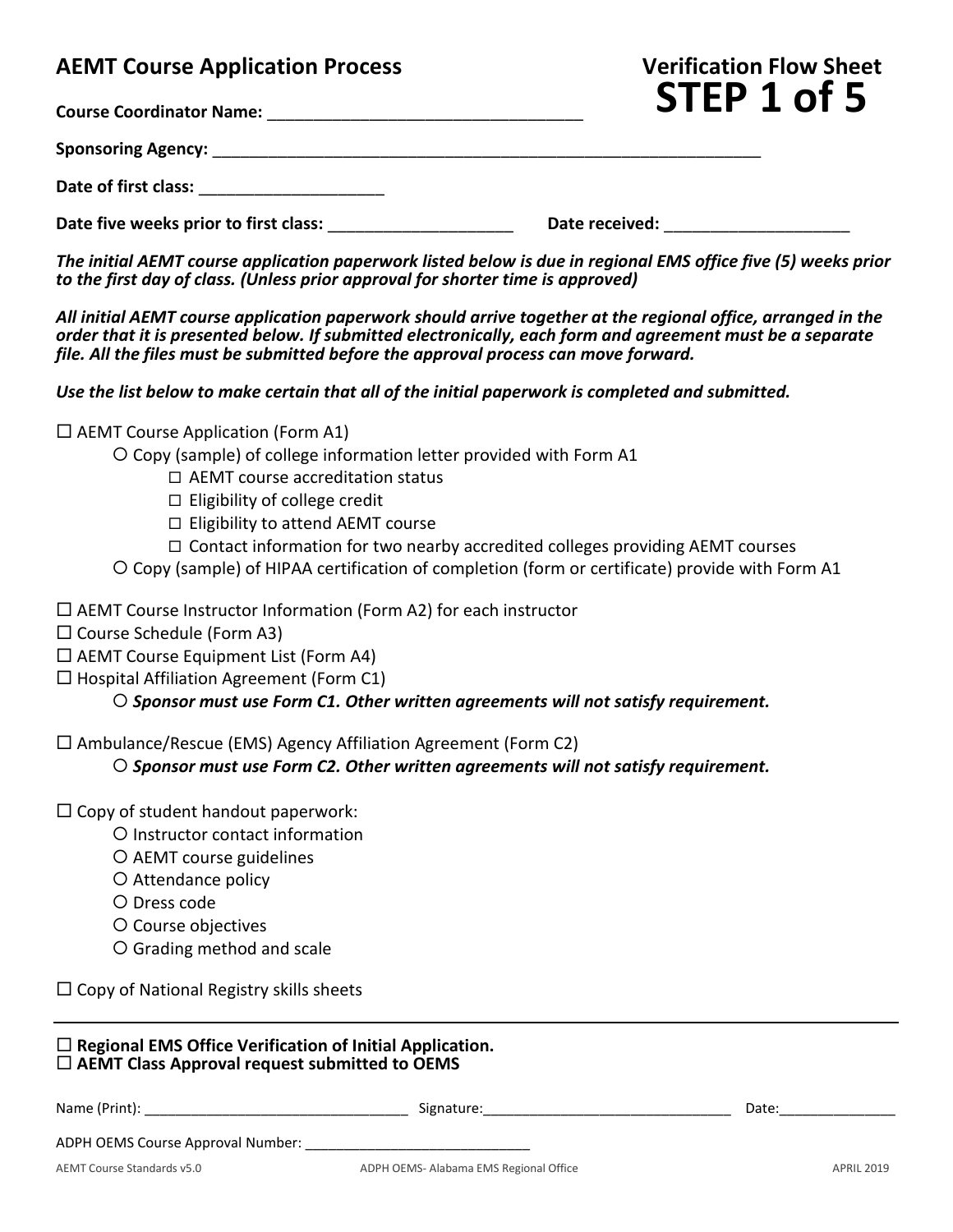## AEMT Course Application Process

## Verification Flow Sheet
# STEP 1 of 5

**Course Coordinator Name:** ___________________________________

**Sponsoring Agency:** _________________________________________________________________

**Date of first class:** _____________________

**Date five weeks prior to first class:** _____________________ **Date received:** _____________________

***The initial AEMT course application paperwork listed below is due in regional EMS office five (5) weeks prior to the first day of class. (Unless prior approval for shorter time is approved)***

***All initial AEMT course application paperwork should arrive together at the regional office, arranged in the order that it is presented below. If submitted electronically, each form and agreement must be a separate file. All the files must be submitted before the approval process can move forward.***

***Use the list below to make certain that all of the initial paperwork is completed and submitted.***

- ☐ AEMT Course Application (Form A1)
  - ○ Copy (sample) of college information letter provided with Form A1
    - ☐ AEMT course accreditation status
    - ☐ Eligibility of college credit
    - ☐ Eligibility to attend AEMT course
    - ☐ Contact information for two nearby accredited colleges providing AEMT courses
  - ○ Copy (sample) of HIPAA certification of completion (form or certificate) provide with Form A1

- ☐ AEMT Course Instructor Information (Form A2) for each instructor
- ☐ Course Schedule (Form A3)
- ☐ AEMT Course Equipment List (Form A4)
- ☐ Hospital Affiliation Agreement (Form C1)
  - ○ ***Sponsor must use Form C1. Other written agreements will not satisfy requirement.***

- ☐ Ambulance/Rescue (EMS) Agency Affiliation Agreement (Form C2)
  - ○ ***Sponsor must use Form C2. Other written agreements will not satisfy requirement.***

- ☐ Copy of student handout paperwork:
  - ○ Instructor contact information
  - ○ AEMT course guidelines
  - ○ Attendance policy
  - ○ Dress code
  - ○ Course objectives
  - ○ Grading method and scale

- ☐ Copy of National Registry skills sheets

---

☐ **Regional EMS Office Verification of Initial Application.**
☐ **AEMT Class Approval request submitted to OEMS**

Name (Print): __________________________________ Signature: ________________________________ Date: _______________

ADPH OEMS Course Approval Number: ______________________________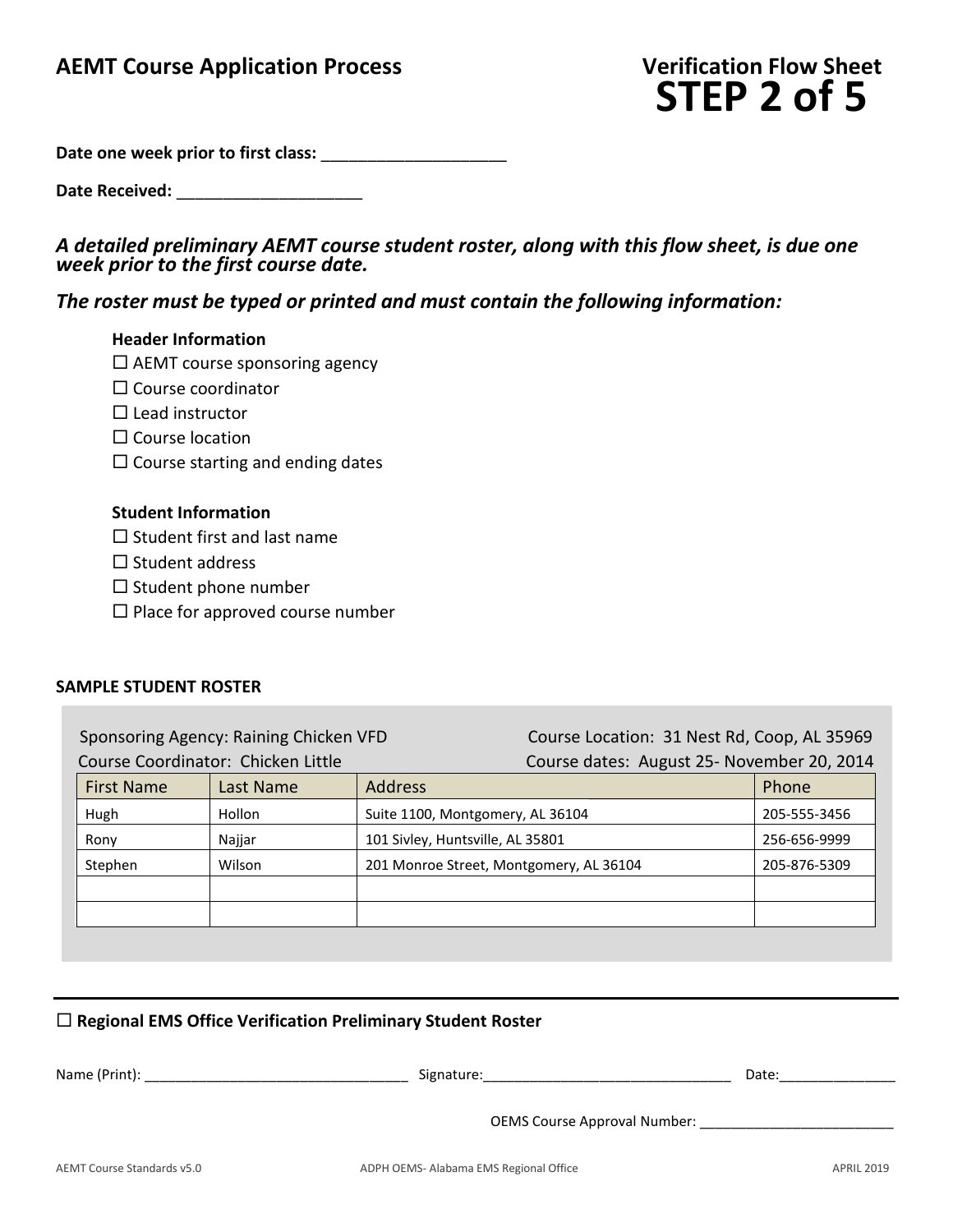## AEMT Course Application Process

## Verification Flow Sheet
# STEP 2 of 5

**Date one week prior to first class:** ____________________

**Date Received:** ____________________

***A detailed preliminary AEMT course student roster, along with this flow sheet, is due one week prior to the first course date.***

***The roster must be typed or printed and must contain the following information:***

**Header Information**

☐ AEMT course sponsoring agency
☐ Course coordinator
☐ Lead instructor
☐ Course location
☐ Course starting and ending dates

**Student Information**

☐ Student first and last name
☐ Student address
☐ Student phone number
☐ Place for approved course number

**SAMPLE STUDENT ROSTER**

Sponsoring Agency: Raining Chicken VFD
Course Coordinator: Chicken Little
Course Location: 31 Nest Rd, Coop, AL 35969
Course dates: August 25- November 20, 2014

| First Name | Last Name | Address | Phone |
|---|---|---|---|
| Hugh | Hollon | Suite 1100, Montgomery, AL 36104 | 205-555-3456 |
| Rony | Najjar | 101 Sivley, Huntsville, AL 35801 | 256-656-9999 |
| Stephen | Wilson | 201 Monroe Street, Montgomery, AL 36104 | 205-876-5309 |
| | | | |
| | | | |

---

☐ **Regional EMS Office Verification Preliminary Student Roster**

Name (Print): ________________________________ Signature:________________________________ Date:_______________

OEMS Course Approval Number: _________________________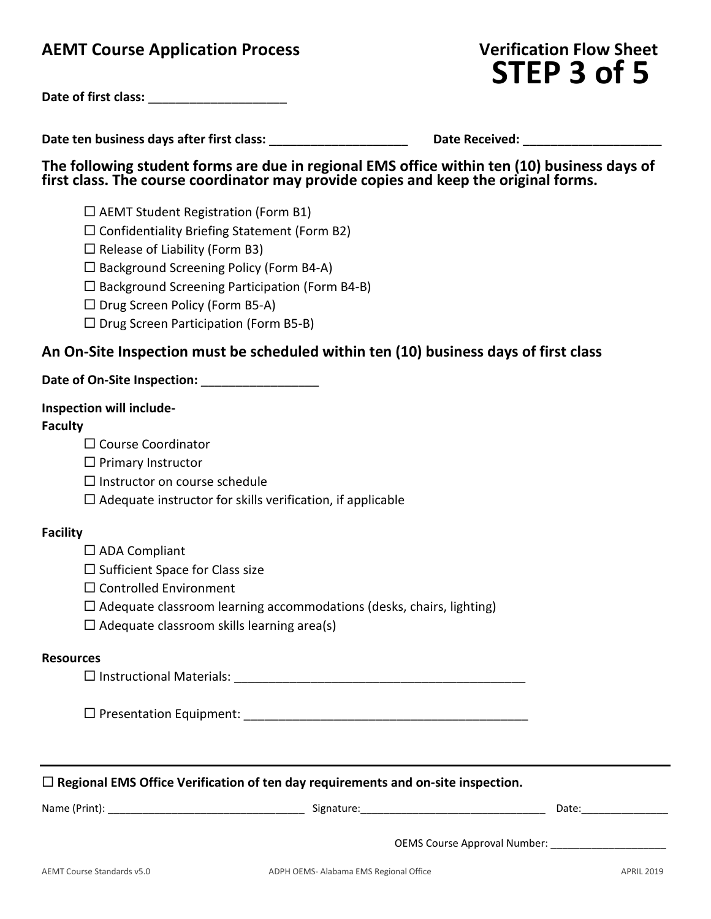## AEMT Course Application Process

## Verification Flow Sheet

# STEP 3 of 5

**Date of first class:** ____________________

**Date ten business days after first class:** ____________________ **Date Received:** ____________________

### The following student forms are due in regional EMS office within ten (10) business days of first class. The course coordinator may provide copies and keep the original forms.

- ☐ AEMT Student Registration (Form B1)
- ☐ Confidentiality Briefing Statement (Form B2)
- ☐ Release of Liability (Form B3)
- ☐ Background Screening Policy (Form B4-A)
- ☐ Background Screening Participation (Form B4-B)
- ☐ Drug Screen Policy (Form B5-A)
- ☐ Drug Screen Participation (Form B5-B)

### An On-Site Inspection must be scheduled within ten (10) business days of first class

**Date of On-Site Inspection:** _________________

**Inspection will include-**

**Faculty**

- ☐ Course Coordinator
- ☐ Primary Instructor
- ☐ Instructor on course schedule
- ☐ Adequate instructor for skills verification, if applicable

**Facility**

- ☐ ADA Compliant
- ☐ Sufficient Space for Class size
- ☐ Controlled Environment
- ☐ Adequate classroom learning accommodations (desks, chairs, lighting)
- ☐ Adequate classroom skills learning area(s)

**Resources**

- ☐ Instructional Materials: ___________________________________________
- ☐ Presentation Equipment: __________________________________________

---

☐ **Regional EMS Office Verification of ten day requirements and on-site inspection.**

Name (Print): _________________________________ Signature:_______________________________ Date:_______________

OEMS Course Approval Number: ____________________

AEMT Course Standards v5.0 ADPH OEMS- Alabama EMS Regional Office APRIL 2019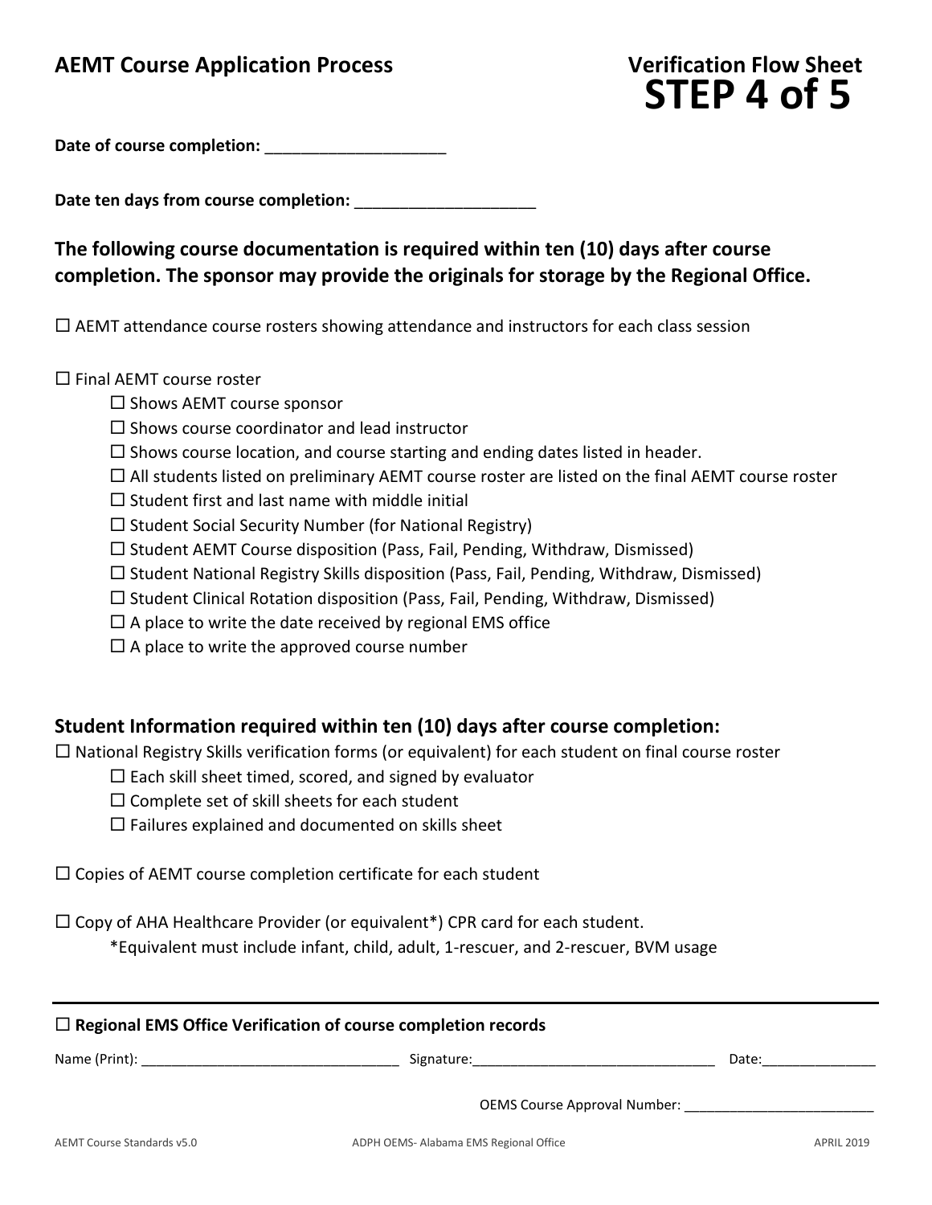## AEMT Course Application Process

## Verification Flow Sheet
# STEP 4 of 5

**Date of course completion:** ____________________

**Date ten days from course completion:** ____________________

### The following course documentation is required within ten (10) days after course completion. The sponsor may provide the originals for storage by the Regional Office.

☐ AEMT attendance course rosters showing attendance and instructors for each class session

☐ Final AEMT course roster

- ☐ Shows AEMT course sponsor
- ☐ Shows course coordinator and lead instructor
- ☐ Shows course location, and course starting and ending dates listed in header.
- ☐ All students listed on preliminary AEMT course roster are listed on the final AEMT course roster
- ☐ Student first and last name with middle initial
- ☐ Student Social Security Number (for National Registry)
- ☐ Student AEMT Course disposition (Pass, Fail, Pending, Withdraw, Dismissed)
- ☐ Student National Registry Skills disposition (Pass, Fail, Pending, Withdraw, Dismissed)
- ☐ Student Clinical Rotation disposition (Pass, Fail, Pending, Withdraw, Dismissed)
- ☐ A place to write the date received by regional EMS office
- ☐ A place to write the approved course number

### Student Information required within ten (10) days after course completion:

☐ National Registry Skills verification forms (or equivalent) for each student on final course roster

- ☐ Each skill sheet timed, scored, and signed by evaluator
- ☐ Complete set of skill sheets for each student
- ☐ Failures explained and documented on skills sheet

☐ Copies of AEMT course completion certificate for each student

☐ Copy of AHA Healthcare Provider (or equivalent*) CPR card for each student.

*Equivalent must include infant, child, adult, 1-rescuer, and 2-rescuer, BVM usage

---

☐ **Regional EMS Office Verification of course completion records**

Name (Print): ________________________________ Signature: ______________________________ Date: _______________

OEMS Course Approval Number: ________________________

AEMT Course Standards v5.0 — ADPH OEMS- Alabama EMS Regional Office — APRIL 2019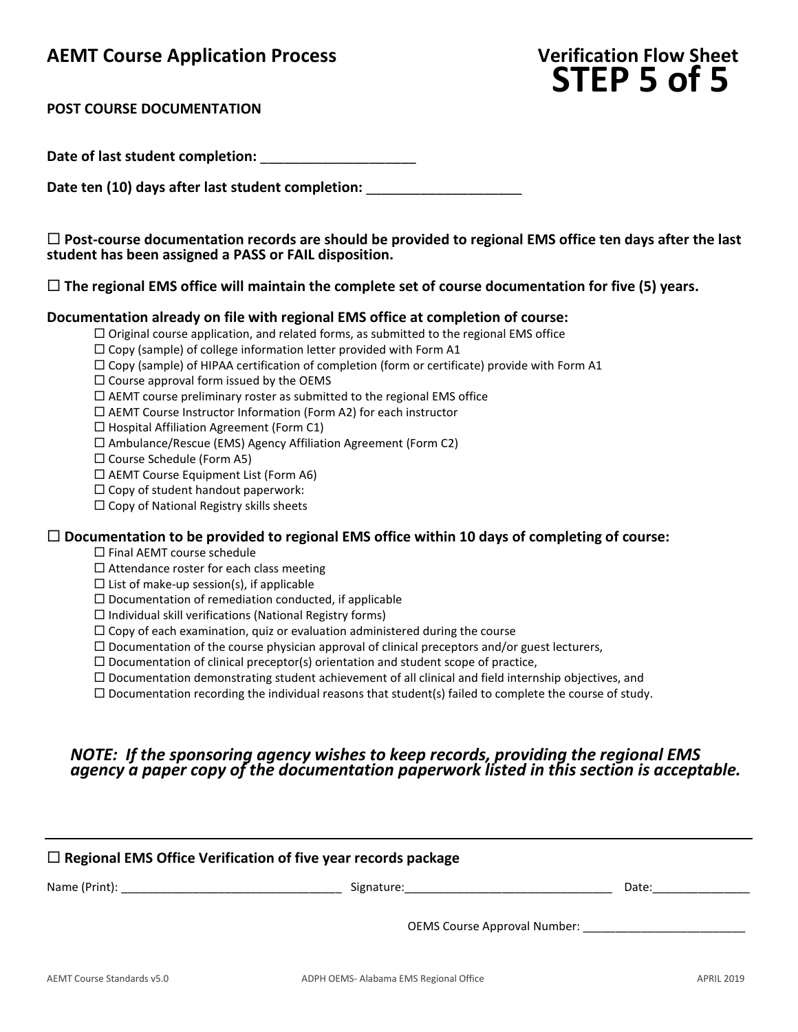## AEMT Course Application Process

## Verification Flow Sheet
# STEP 5 of 5

**POST COURSE DOCUMENTATION**

**Date of last student completion:** ____________________

**Date ten (10) days after last student completion:** ____________________

☐ **Post-course documentation records are should be provided to regional EMS office ten days after the last student has been assigned a PASS or FAIL disposition.**

☐ **The regional EMS office will maintain the complete set of course documentation for five (5) years.**

**Documentation already on file with regional EMS office at completion of course:**

- ☐ Original course application, and related forms, as submitted to the regional EMS office
- ☐ Copy (sample) of college information letter provided with Form A1
- ☐ Copy (sample) of HIPAA certification of completion (form or certificate) provide with Form A1
- ☐ Course approval form issued by the OEMS
- ☐ AEMT course preliminary roster as submitted to the regional EMS office
- ☐ AEMT Course Instructor Information (Form A2) for each instructor
- ☐ Hospital Affiliation Agreement (Form C1)
- ☐ Ambulance/Rescue (EMS) Agency Affiliation Agreement (Form C2)
- ☐ Course Schedule (Form A5)
- ☐ AEMT Course Equipment List (Form A6)
- ☐ Copy of student handout paperwork:
- ☐ Copy of National Registry skills sheets

☐ **Documentation to be provided to regional EMS office within 10 days of completing of course:**

- ☐ Final AEMT course schedule
- ☐ Attendance roster for each class meeting
- ☐ List of make-up session(s), if applicable
- ☐ Documentation of remediation conducted, if applicable
- ☐ Individual skill verifications (National Registry forms)
- ☐ Copy of each examination, quiz or evaluation administered during the course
- ☐ Documentation of the course physician approval of clinical preceptors and/or guest lecturers,
- ☐ Documentation of clinical preceptor(s) orientation and student scope of practice,
- ☐ Documentation demonstrating student achievement of all clinical and field internship objectives, and
- ☐ Documentation recording the individual reasons that student(s) failed to complete the course of study.

***NOTE: If the sponsoring agency wishes to keep records, providing the regional EMS agency a paper copy of the documentation paperwork listed in this section is acceptable.***

---

☐ **Regional EMS Office Verification of five year records package**

Name (Print): _________________________________ Signature:_______________________________ Date:_______________

OEMS Course Approval Number: _________________________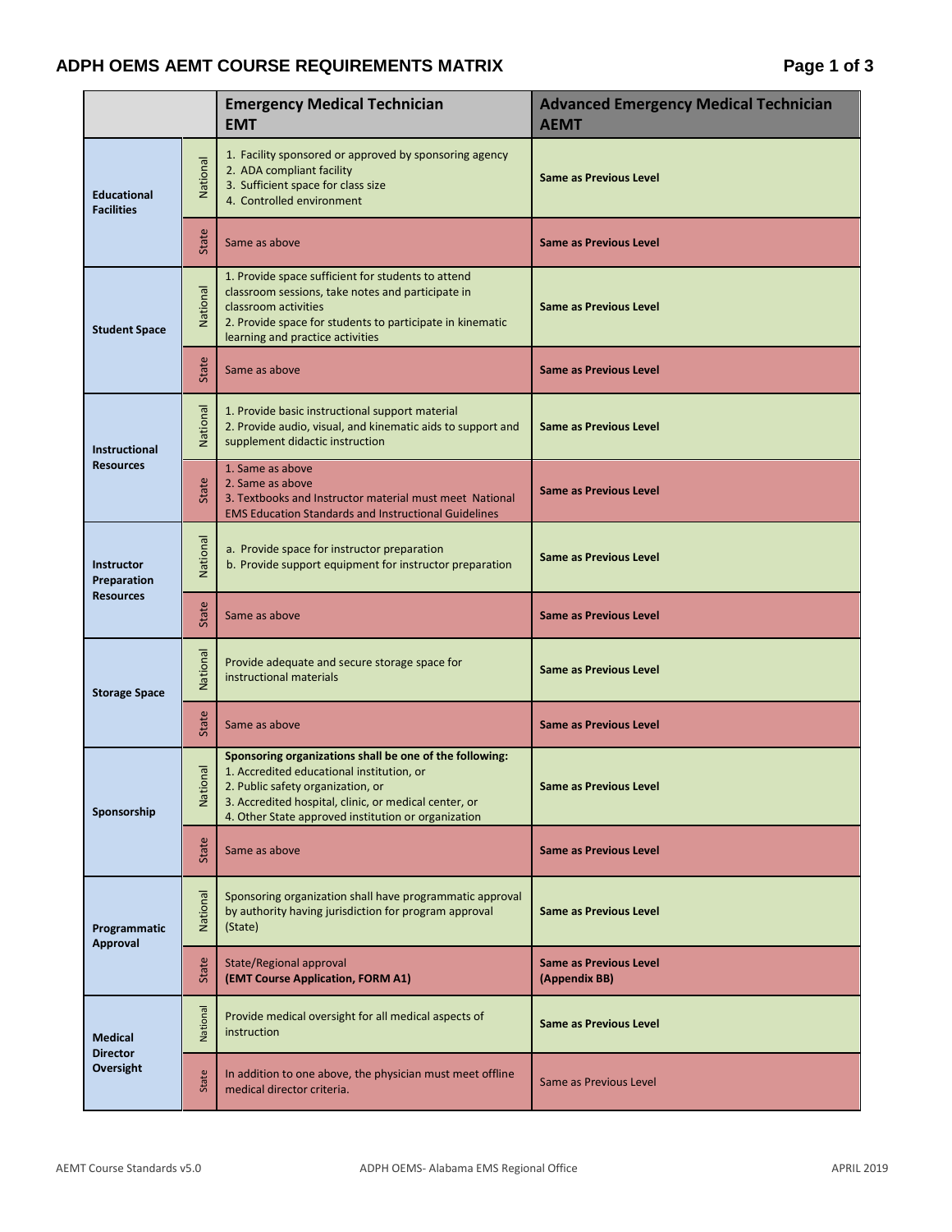# ADPH OEMS AEMT COURSE REQUIREMENTS MATRIX

| | | Emergency Medical Technician EMT | Advanced Emergency Medical Technician AEMT |
|---|---|---|---|
| **Educational Facilities** | National | 1. Facility sponsored or approved by sponsoring agency<br>2. ADA compliant facility<br>3. Sufficient space for class size<br>4. Controlled environment | **Same as Previous Level** |
| | State | Same as above | **Same as Previous Level** |
| **Student Space** | National | 1. Provide space sufficient for students to attend classroom sessions, take notes and participate in classroom activities<br>2. Provide space for students to participate in kinematic learning and practice activities | **Same as Previous Level** |
| | State | Same as above | **Same as Previous Level** |
| **Instructional Resources** | National | 1. Provide basic instructional support material<br>2. Provide audio, visual, and kinematic aids to support and supplement didactic instruction | **Same as Previous Level** |
| | State | 1. Same as above<br>2. Same as above<br>3. Textbooks and Instructor material must meet National EMS Education Standards and Instructional Guidelines | **Same as Previous Level** |
| **Instructor Preparation Resources** | National | a. Provide space for instructor preparation<br>b. Provide support equipment for instructor preparation | **Same as Previous Level** |
| | State | Same as above | **Same as Previous Level** |
| **Storage Space** | National | Provide adequate and secure storage space for instructional materials | **Same as Previous Level** |
| | State | Same as above | **Same as Previous Level** |
| **Sponsorship** | National | **Sponsoring organizations shall be one of the following:**<br>1. Accredited educational institution, or<br>2. Public safety organization, or<br>3. Accredited hospital, clinic, or medical center, or<br>4. Other State approved institution or organization | **Same as Previous Level** |
| | State | Same as above | **Same as Previous Level** |
| **Programmatic Approval** | National | Sponsoring organization shall have programmatic approval by authority having jurisdiction for program approval (State) | **Same as Previous Level** |
| | State | State/Regional approval<br>**(EMT Course Application, FORM A1)** | **Same as Previous Level (Appendix BB)** |
| **Medical Director Oversight** | National | Provide medical oversight for all medical aspects of instruction | **Same as Previous Level** |
| | State | In addition to one above, the physician must meet offline medical director criteria. | Same as Previous Level |

AEMT Course Standards v5.0 | ADPH OEMS- Alabama EMS Regional Office | APRIL 2019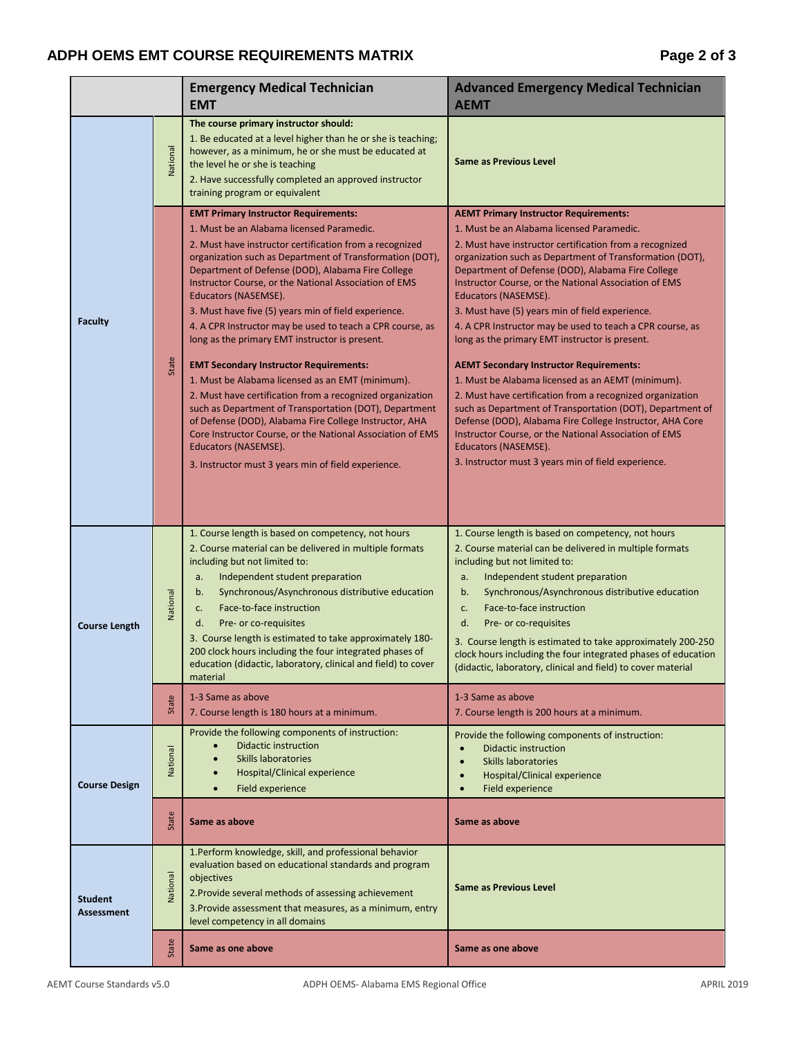# ADPH OEMS EMT COURSE REQUIREMENTS MATRIX

| | | Emergency Medical Technician EMT | Advanced Emergency Medical Technician AEMT |
|---|---|---|---|
| Faculty | National | **The course primary instructor should:**<br>1. Be educated at a level higher than he or she is teaching; however, as a minimum, he or she must be educated at the level he or she is teaching<br>2. Have successfully completed an approved instructor training program or equivalent | **Same as Previous Level** |
| | State | **EMT Primary Instructor Requirements:**<br>1. Must be an Alabama licensed Paramedic.<br>2. Must have instructor certification from a recognized organization such as Department of Transformation (DOT), Department of Defense (DOD), Alabama Fire College Instructor Course, or the National Association of EMS Educators (NASEMSE).<br>3. Must have five (5) years min of field experience.<br>4. A CPR Instructor may be used to teach a CPR course, as long as the primary EMT instructor is present.<br><br>**EMT Secondary Instructor Requirements:**<br>1. Must be Alabama licensed as an EMT (minimum).<br>2. Must have certification from a recognized organization such as Department of Transportation (DOT), Department of Defense (DOD), Alabama Fire College Instructor, AHA Core Instructor Course, or the National Association of EMS Educators (NASEMSE).<br>3. Instructor must 3 years min of field experience. | **AEMT Primary Instructor Requirements:**<br>1. Must be an Alabama licensed Paramedic.<br>2. Must have instructor certification from a recognized organization such as Department of Transformation (DOT), Department of Defense (DOD), Alabama Fire College Instructor Course, or the National Association of EMS Educators (NASEMSE).<br>3. Must have (5) years min of field experience.<br>4. A CPR Instructor may be used to teach a CPR course, as long as the primary EMT instructor is present.<br><br>**AEMT Secondary Instructor Requirements:**<br>1. Must be Alabama licensed as an AEMT (minimum).<br>2. Must have certification from a recognized organization such as Department of Transportation (DOT), Department of Defense (DOD), Alabama Fire College Instructor, AHA Core Instructor Course, or the National Association of EMS Educators (NASEMSE).<br>3. Instructor must 3 years min of field experience. |
| Course Length | National | 1. Course length is based on competency, not hours<br>2. Course material can be delivered in multiple formats including but not limited to:<br>a. Independent student preparation<br>b. Synchronous/Asynchronous distributive education<br>c. Face-to-face instruction<br>d. Pre- or co-requisites<br>3. Course length is estimated to take approximately 180-200 clock hours including the four integrated phases of education (didactic, laboratory, clinical and field) to cover material | 1. Course length is based on competency, not hours<br>2. Course material can be delivered in multiple formats including but not limited to:<br>a. Independent student preparation<br>b. Synchronous/Asynchronous distributive education<br>c. Face-to-face instruction<br>d. Pre- or co-requisites<br>3. Course length is estimated to take approximately 200-250 clock hours including the four integrated phases of education (didactic, laboratory, clinical and field) to cover material |
| | State | 1-3 Same as above<br>7. Course length is 180 hours at a minimum. | 1-3 Same as above<br>7. Course length is 200 hours at a minimum. |
| Course Design | National | Provide the following components of instruction:<br>• Didactic instruction<br>• Skills laboratories<br>• Hospital/Clinical experience<br>• Field experience | Provide the following components of instruction:<br>• Didactic instruction<br>• Skills laboratories<br>• Hospital/Clinical experience<br>• Field experience |
| | State | **Same as above** | **Same as above** |
| Student Assessment | National | 1.Perform knowledge, skill, and professional behavior evaluation based on educational standards and program objectives<br>2.Provide several methods of assessing achievement<br>3.Provide assessment that measures, as a minimum, entry level competency in all domains | **Same as Previous Level** |
| | State | **Same as one above** | **Same as one above** |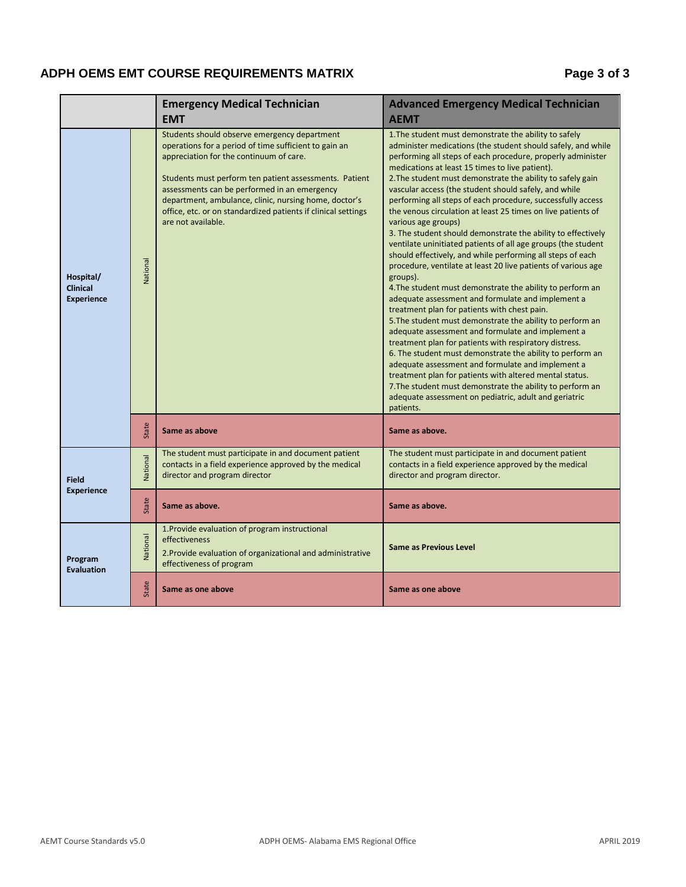## ADPH OEMS EMT COURSE REQUIREMENTS MATRIX

| | | Emergency Medical Technician EMT | Advanced Emergency Medical Technician AEMT |
|---|---|---|---|
| Hospital/ Clinical Experience | National | Students should observe emergency department operations for a period of time sufficient to gain an appreciation for the continuum of care.<br><br>Students must perform ten patient assessments. Patient assessments can be performed in an emergency department, ambulance, clinic, nursing home, doctor's office, etc. or on standardized patients if clinical settings are not available. | 1.The student must demonstrate the ability to safely administer medications (the student should safely, and while performing all steps of each procedure, properly administer medications at least 15 times to live patient).<br>2.The student must demonstrate the ability to safely gain vascular access (the student should safely, and while performing all steps of each procedure, successfully access the venous circulation at least 25 times on live patients of various age groups)<br>3. The student should demonstrate the ability to effectively ventilate uninitiated patients of all age groups (the student should effectively, and while performing all steps of each procedure, ventilate at least 20 live patients of various age groups).<br>4.The student must demonstrate the ability to perform an adequate assessment and formulate and implement a treatment plan for patients with chest pain.<br>5.The student must demonstrate the ability to perform an adequate assessment and formulate and implement a treatment plan for patients with respiratory distress.<br>6. The student must demonstrate the ability to perform an adequate assessment and formulate and implement a treatment plan for patients with altered mental status.<br>7.The student must demonstrate the ability to perform an adequate assessment on pediatric, adult and geriatric patients. |
| | State | **Same as above** | **Same as above.** |
| Field Experience | National | The student must participate in and document patient contacts in a field experience approved by the medical director and program director | The student must participate in and document patient contacts in a field experience approved by the medical director and program director. |
| | State | **Same as above.** | **Same as above.** |
| Program Evaluation | National | 1.Provide evaluation of program instructional effectiveness<br>2.Provide evaluation of organizational and administrative effectiveness of program | **Same as Previous Level** |
| | State | **Same as one above** | **Same as one above** |